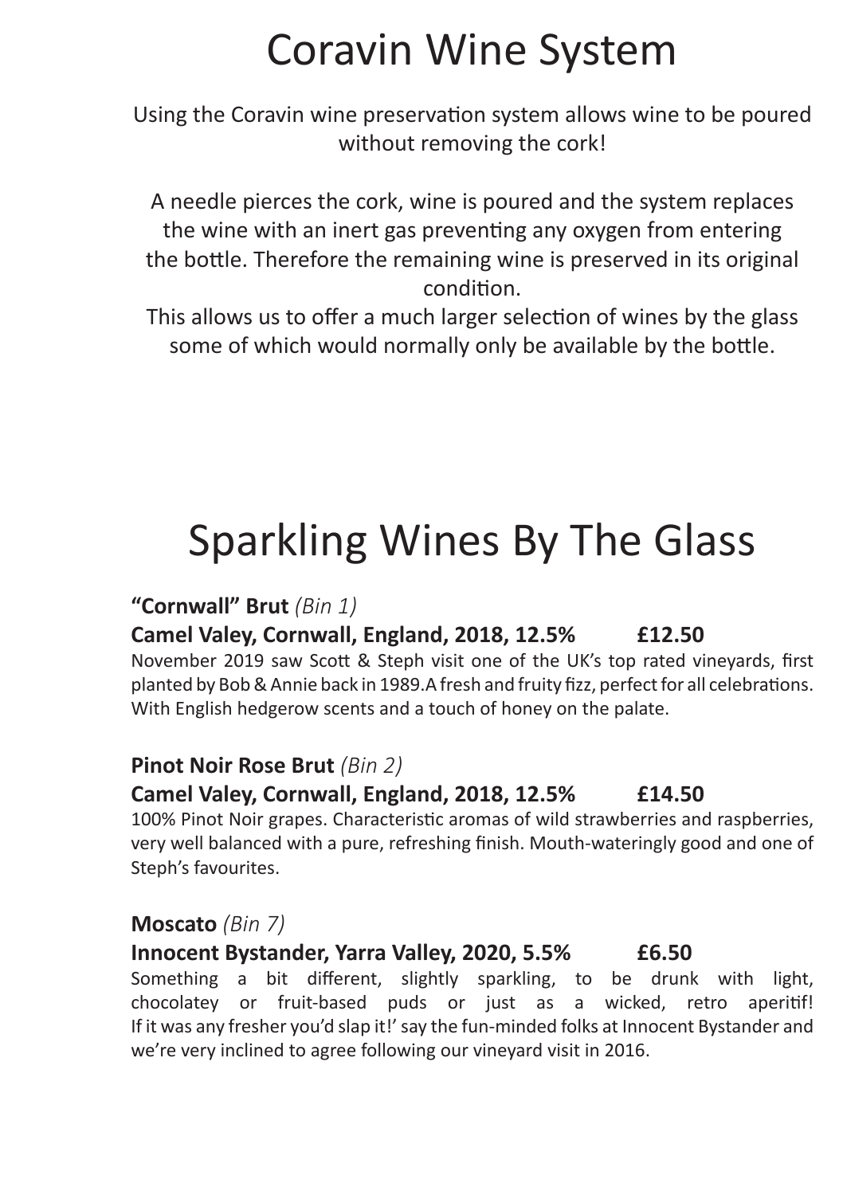# Coravin Wine System

Using the Coravin wine preservation system allows wine to be poured without removing the cork!

A needle pierces the cork, wine is poured and the system replaces the wine with an inert gas preventing any oxygen from entering the bottle. Therefore the remaining wine is preserved in its original condition.
This allows us to offer a much larger selection of wines by the glass some of which would normally only be available by the bottle.

# Sparkling Wines By The Glass

**"Cornwall" Brut** *(Bin 1)*
**Camel Valey, Cornwall, England, 2018, 12.5% £12.50**
November 2019 saw Scott & Steph visit one of the UK's top rated vineyards, first planted by Bob & Annie back in 1989.A fresh and fruity fizz, perfect for all celebrations. With English hedgerow scents and a touch of honey on the palate.

**Pinot Noir Rose Brut** *(Bin 2)*
**Camel Valey, Cornwall, England, 2018, 12.5% £14.50**
100% Pinot Noir grapes. Characteristic aromas of wild strawberries and raspberries, very well balanced with a pure, refreshing finish. Mouth-wateringly good and one of Steph's favourites.

**Moscato** *(Bin 7)*
**Innocent Bystander, Yarra Valley, 2020, 5.5% £6.50**
Something a bit different, slightly sparkling, to be drunk with light, chocolatey or fruit-based puds or just as a wicked, retro aperitif! If it was any fresher you'd slap it!' say the fun-minded folks at Innocent Bystander and we're very inclined to agree following our vineyard visit in 2016.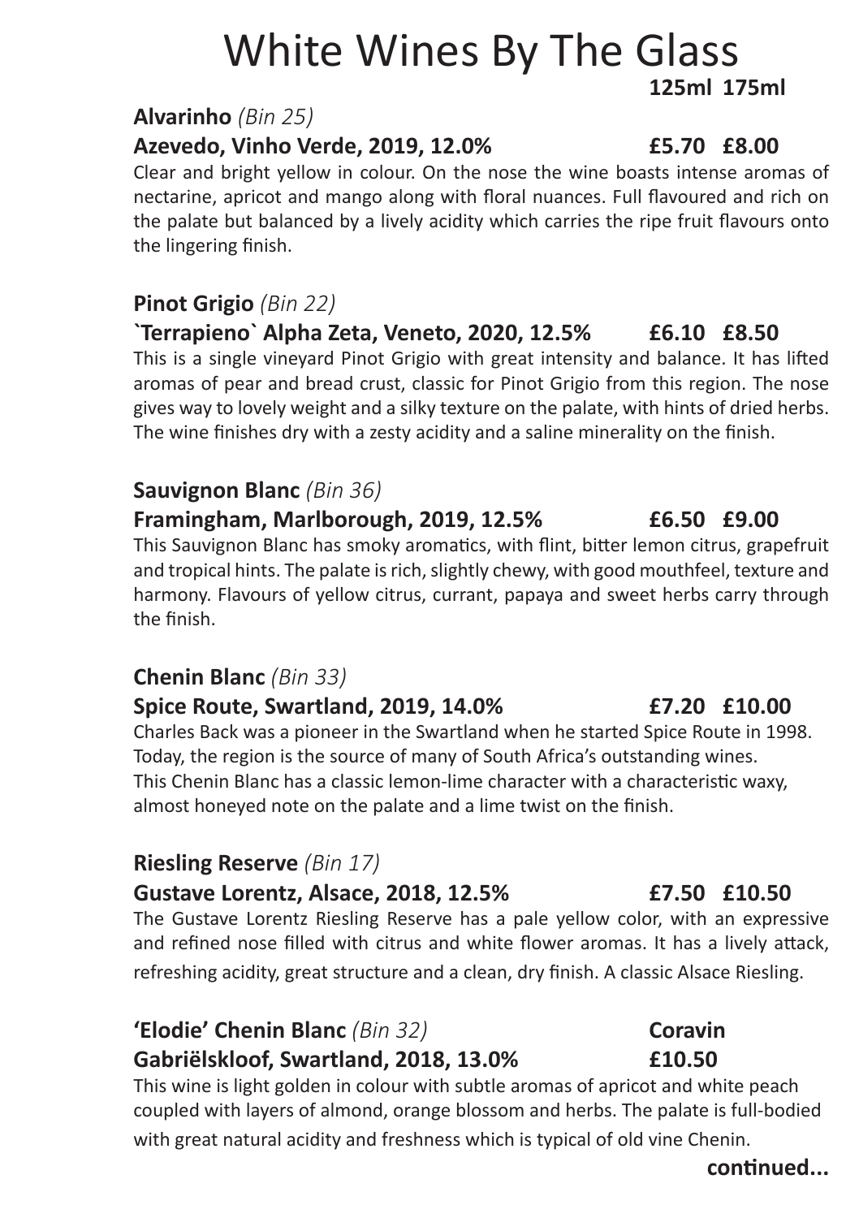# White Wines By The Glass

**125ml 175ml**

**Alvarinho** *(Bin 25)*
**Azevedo, Vinho Verde, 2019, 12.0% £5.70 £8.00**

Clear and bright yellow in colour. On the nose the wine boasts intense aromas of nectarine, apricot and mango along with floral nuances. Full flavoured and rich on the palate but balanced by a lively acidity which carries the ripe fruit flavours onto the lingering finish.

**Pinot Grigio** *(Bin 22)*
**`Terrapieno` Alpha Zeta, Veneto, 2020, 12.5% £6.10 £8.50**

This is a single vineyard Pinot Grigio with great intensity and balance. It has lifted aromas of pear and bread crust, classic for Pinot Grigio from this region. The nose gives way to lovely weight and a silky texture on the palate, with hints of dried herbs. The wine finishes dry with a zesty acidity and a saline minerality on the finish.

**Sauvignon Blanc** *(Bin 36)*
**Framingham, Marlborough, 2019, 12.5% £6.50 £9.00**

This Sauvignon Blanc has smoky aromatics, with flint, bitter lemon citrus, grapefruit and tropical hints. The palate is rich, slightly chewy, with good mouthfeel, texture and harmony. Flavours of yellow citrus, currant, papaya and sweet herbs carry through the finish.

**Chenin Blanc** *(Bin 33)*
**Spice Route, Swartland, 2019, 14.0% £7.20 £10.00**

Charles Back was a pioneer in the Swartland when he started Spice Route in 1998. Today, the region is the source of many of South Africa's outstanding wines. This Chenin Blanc has a classic lemon-lime character with a characteristic waxy, almost honeyed note on the palate and a lime twist on the finish.

**Riesling Reserve** *(Bin 17)*
**Gustave Lorentz, Alsace, 2018, 12.5% £7.50 £10.50**

The Gustave Lorentz Riesling Reserve has a pale yellow color, with an expressive and refined nose filled with citrus and white flower aromas. It has a lively attack, refreshing acidity, great structure and a clean, dry finish. A classic Alsace Riesling.

**'Elodie' Chenin Blanc** *(Bin 32)* **Coravin**
**Gabriëlskloof, Swartland, 2018, 13.0% £10.50**

This wine is light golden in colour with subtle aromas of apricot and white peach coupled with layers of almond, orange blossom and herbs. The palate is full-bodied with great natural acidity and freshness which is typical of old vine Chenin.

**continued...**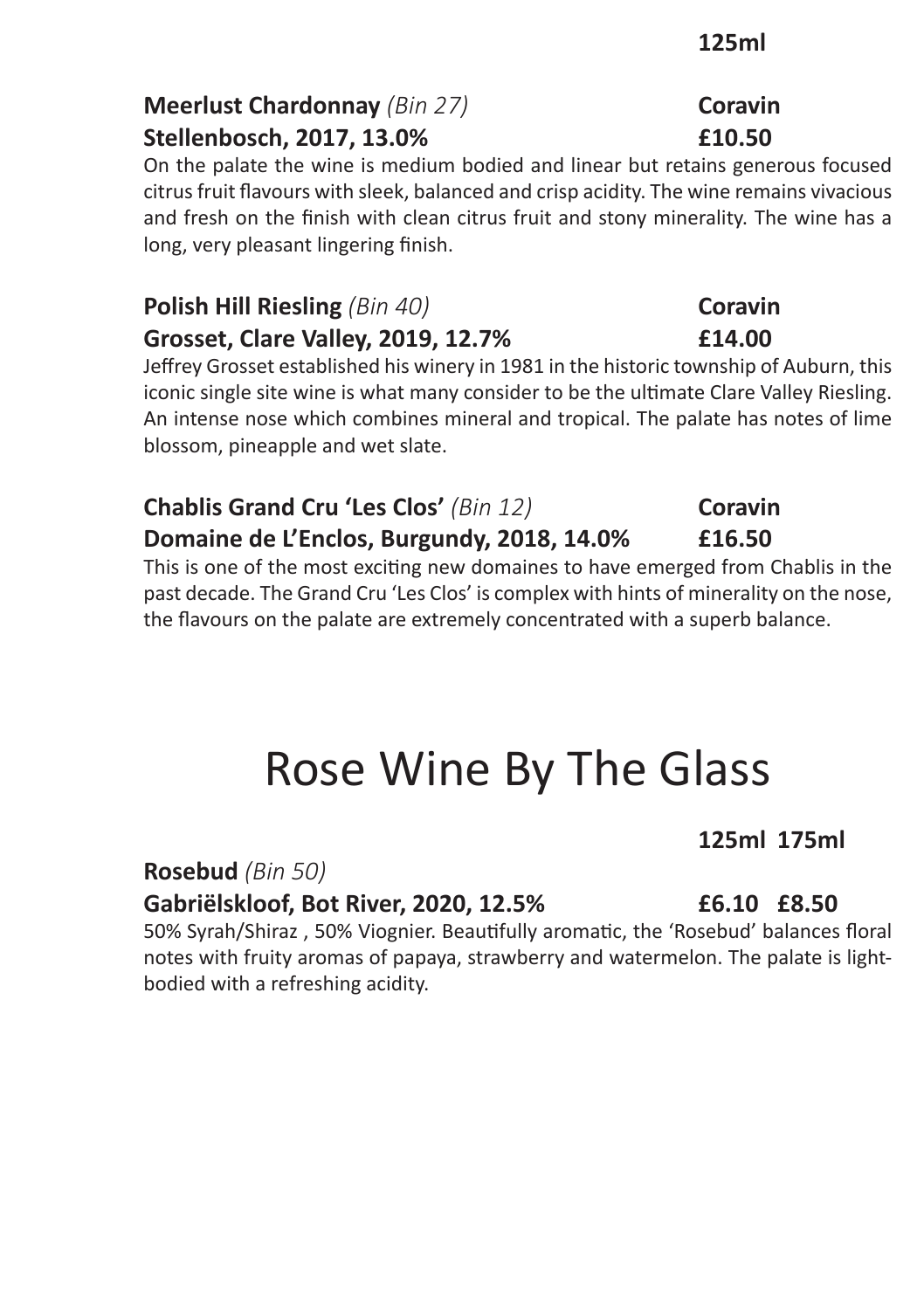**125ml**

**Meerlust Chardonnay** *(Bin 27)* **Coravin**
**Stellenbosch, 2017, 13.0%** **£10.50**

On the palate the wine is medium bodied and linear but retains generous focused citrus fruit flavours with sleek, balanced and crisp acidity. The wine remains vivacious and fresh on the finish with clean citrus fruit and stony minerality. The wine has a long, very pleasant lingering finish.

**Polish Hill Riesling** *(Bin 40)* **Coravin**
**Grosset, Clare Valley, 2019, 12.7%** **£14.00**

Jeffrey Grosset established his winery in 1981 in the historic township of Auburn, this iconic single site wine is what many consider to be the ultimate Clare Valley Riesling. An intense nose which combines mineral and tropical. The palate has notes of lime blossom, pineapple and wet slate.

**Chablis Grand Cru 'Les Clos'** *(Bin 12)* **Coravin**
**Domaine de L'Enclos, Burgundy, 2018, 14.0%** **£16.50**

This is one of the most exciting new domaines to have emerged from Chablis in the past decade. The Grand Cru 'Les Clos' is complex with hints of minerality on the nose, the flavours on the palate are extremely concentrated with a superb balance.

# Rose Wine By The Glass

**125ml 175ml**

**Rosebud** *(Bin 50)*
**Gabriëlskloof, Bot River, 2020, 12.5%** **£6.10 £8.50**

50% Syrah/Shiraz , 50% Viognier. Beautifully aromatic, the 'Rosebud' balances floral notes with fruity aromas of papaya, strawberry and watermelon. The palate is light-bodied with a refreshing acidity.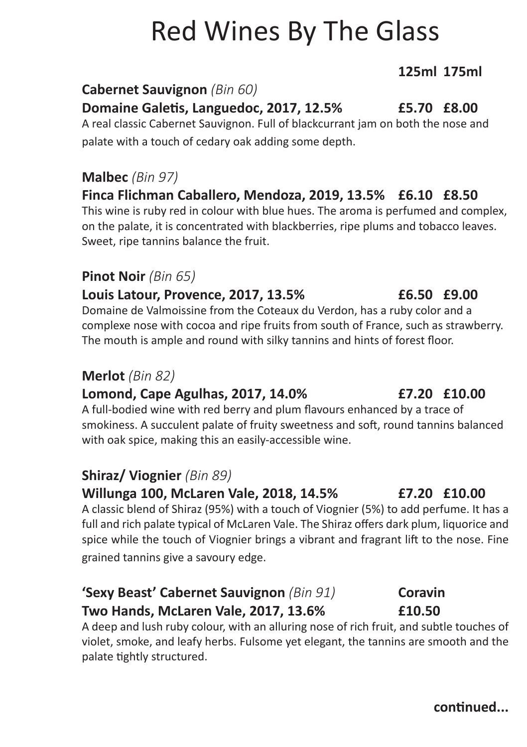# Red Wines By The Glass

**125ml 175ml**

**Cabernet Sauvignon** *(Bin 60)*
**Domaine Galetis, Languedoc, 2017, 12.5% £5.70 £8.00**
A real classic Cabernet Sauvignon. Full of blackcurrant jam on both the nose and palate with a touch of cedary oak adding some depth.

**Malbec** *(Bin 97)*
**Finca Flichman Caballero, Mendoza, 2019, 13.5% £6.10 £8.50**
This wine is ruby red in colour with blue hues. The aroma is perfumed and complex, on the palate, it is concentrated with blackberries, ripe plums and tobacco leaves. Sweet, ripe tannins balance the fruit.

**Pinot Noir** *(Bin 65)*
**Louis Latour, Provence, 2017, 13.5% £6.50 £9.00**
Domaine de Valmoissine from the Coteaux du Verdon, has a ruby color and a complexe nose with cocoa and ripe fruits from south of France, such as strawberry. The mouth is ample and round with silky tannins and hints of forest floor.

**Merlot** *(Bin 82)*
**Lomond, Cape Agulhas, 2017, 14.0% £7.20 £10.00**
A full-bodied wine with red berry and plum flavours enhanced by a trace of smokiness. A succulent palate of fruity sweetness and soft, round tannins balanced with oak spice, making this an easily-accessible wine.

**Shiraz/ Viognier** *(Bin 89)*
**Willunga 100, McLaren Vale, 2018, 14.5% £7.20 £10.00**
A classic blend of Shiraz (95%) with a touch of Viognier (5%) to add perfume. It has a full and rich palate typical of McLaren Vale. The Shiraz offers dark plum, liquorice and spice while the touch of Viognier brings a vibrant and fragrant lift to the nose. Fine grained tannins give a savoury edge.

**'Sexy Beast' Cabernet Sauvignon** *(Bin 91)* **Coravin**
**Two Hands, McLaren Vale, 2017, 13.6% £10.50**
A deep and lush ruby colour, with an alluring nose of rich fruit, and subtle touches of violet, smoke, and leafy herbs. Fulsome yet elegant, the tannins are smooth and the palate tightly structured.

**continued...**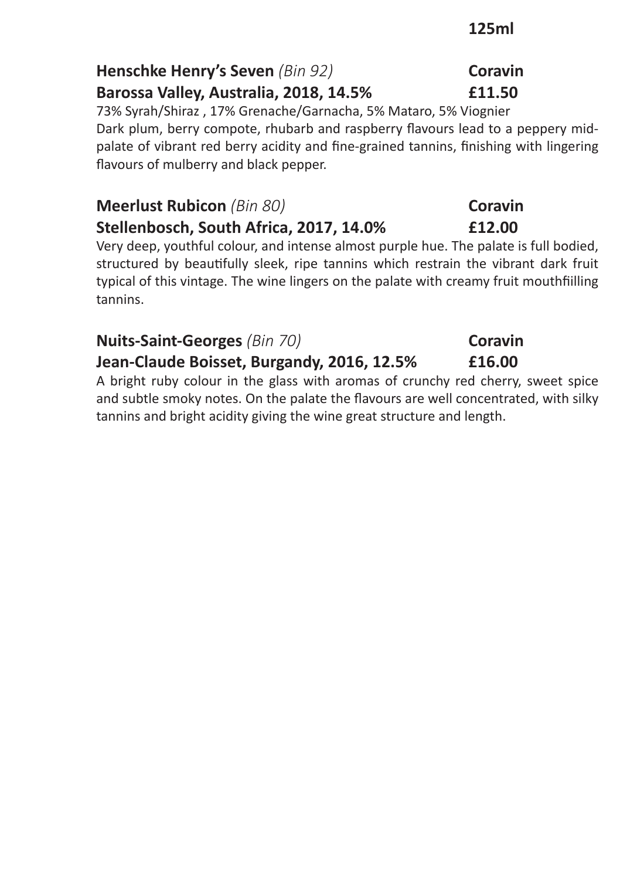**125ml**

**Henschke Henry's Seven** *(Bin 92)* **Coravin**
**Barossa Valley, Australia, 2018, 14.5% £11.50**

73% Syrah/Shiraz , 17% Grenache/Garnacha, 5% Mataro, 5% Viognier
Dark plum, berry compote, rhubarb and raspberry flavours lead to a peppery mid-palate of vibrant red berry acidity and fine-grained tannins, finishing with lingering flavours of mulberry and black pepper.

**Meerlust Rubicon** *(Bin 80)* **Coravin**
**Stellenbosch, South Africa, 2017, 14.0% £12.00**

Very deep, youthful colour, and intense almost purple hue. The palate is full bodied, structured by beautifully sleek, ripe tannins which restrain the vibrant dark fruit typical of this vintage. The wine lingers on the palate with creamy fruit mouthfiilling tannins.

**Nuits-Saint-Georges** *(Bin 70)* **Coravin**
**Jean-Claude Boisset, Burgandy, 2016, 12.5% £16.00**

A bright ruby colour in the glass with aromas of crunchy red cherry, sweet spice and subtle smoky notes. On the palate the flavours are well concentrated, with silky tannins and bright acidity giving the wine great structure and length.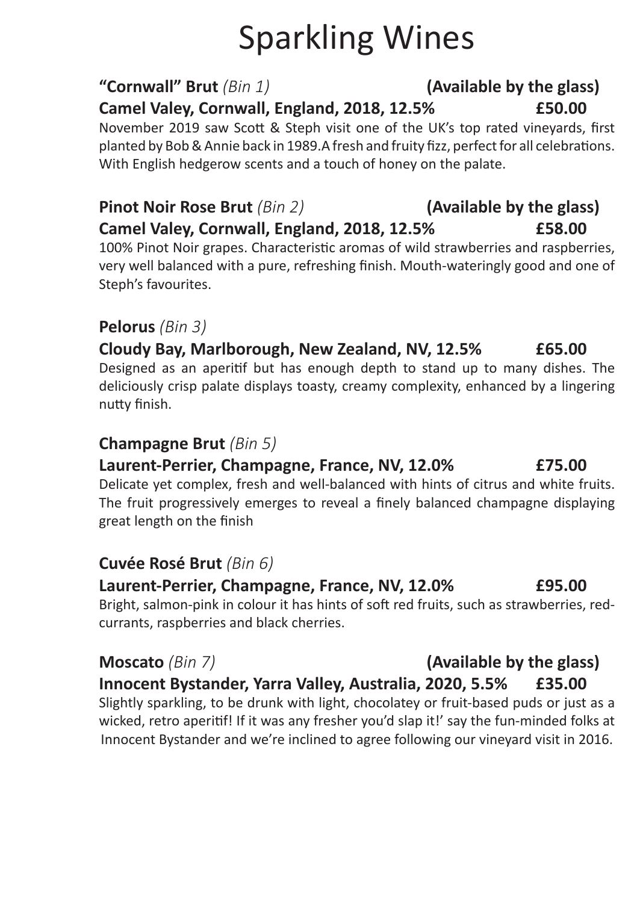# Sparkling Wines

**"Cornwall" Brut** *(Bin 1)* **(Available by the glass)**

**Camel Valey, Cornwall, England, 2018, 12.5% £50.00**

November 2019 saw Scott & Steph visit one of the UK's top rated vineyards, first planted by Bob & Annie back in 1989.A fresh and fruity fizz, perfect for all celebrations. With English hedgerow scents and a touch of honey on the palate.

**Pinot Noir Rose Brut** *(Bin 2)* **(Available by the glass)**

**Camel Valey, Cornwall, England, 2018, 12.5% £58.00**

100% Pinot Noir grapes. Characteristic aromas of wild strawberries and raspberries, very well balanced with a pure, refreshing finish. Mouth-wateringly good and one of Steph's favourites.

**Pelorus** *(Bin 3)*

**Cloudy Bay, Marlborough, New Zealand, NV, 12.5% £65.00**

Designed as an aperitif but has enough depth to stand up to many dishes. The deliciously crisp palate displays toasty, creamy complexity, enhanced by a lingering nutty finish.

**Champagne Brut** *(Bin 5)*

**Laurent-Perrier, Champagne, France, NV, 12.0% £75.00**

Delicate yet complex, fresh and well-balanced with hints of citrus and white fruits. The fruit progressively emerges to reveal a finely balanced champagne displaying great length on the finish

**Cuvée Rosé Brut** *(Bin 6)*

**Laurent-Perrier, Champagne, France, NV, 12.0% £95.00**

Bright, salmon-pink in colour it has hints of soft red fruits, such as strawberries, red-currants, raspberries and black cherries.

**Moscato** *(Bin 7)* **(Available by the glass)**

**Innocent Bystander, Yarra Valley, Australia, 2020, 5.5% £35.00**

Slightly sparkling, to be drunk with light, chocolatey or fruit-based puds or just as a wicked, retro aperitif! If it was any fresher you'd slap it!' say the fun-minded folks at Innocent Bystander and we're inclined to agree following our vineyard visit in 2016.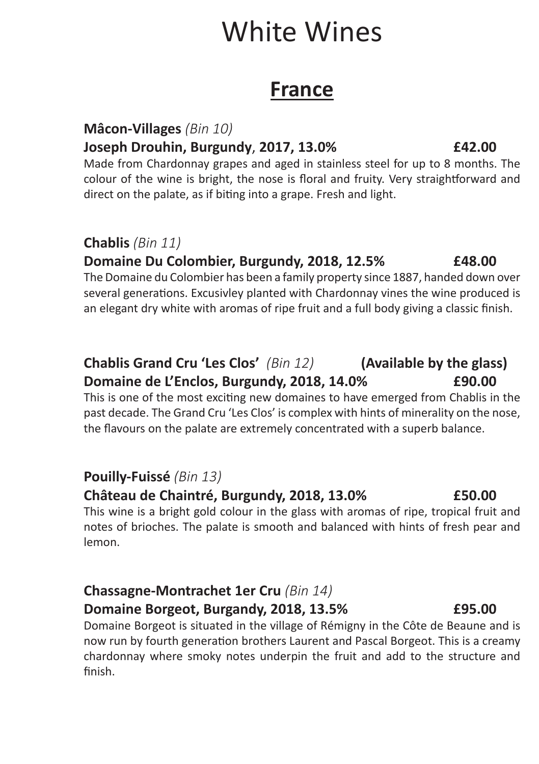# White Wines

## France

**Mâcon-Villages** *(Bin 10)*
**Joseph Drouhin, Burgundy, 2017, 13.0% £42.00**
Made from Chardonnay grapes and aged in stainless steel for up to 8 months. The colour of the wine is bright, the nose is floral and fruity. Very straightforward and direct on the palate, as if biting into a grape. Fresh and light.

**Chablis** *(Bin 11)*
**Domaine Du Colombier, Burgundy, 2018, 12.5% £48.00**
The Domaine du Colombier has been a family property since 1887, handed down over several generations. Excusivley planted with Chardonnay vines the wine produced is an elegant dry white with aromas of ripe fruit and a full body giving a classic finish.

**Chablis Grand Cru 'Les Clos'** *(Bin 12)* **(Available by the glass)**
**Domaine de L'Enclos, Burgundy, 2018, 14.0% £90.00**
This is one of the most exciting new domaines to have emerged from Chablis in the past decade. The Grand Cru 'Les Clos' is complex with hints of minerality on the nose, the flavours on the palate are extremely concentrated with a superb balance.

**Pouilly-Fuissé** *(Bin 13)*
**Château de Chaintré, Burgundy, 2018, 13.0% £50.00**
This wine is a bright gold colour in the glass with aromas of ripe, tropical fruit and notes of brioches. The palate is smooth and balanced with hints of fresh pear and lemon.

**Chassagne-Montrachet 1er Cru** *(Bin 14)*
**Domaine Borgeot, Burgandy, 2018, 13.5% £95.00**
Domaine Borgeot is situated in the village of Rémigny in the Côte de Beaune and is now run by fourth generation brothers Laurent and Pascal Borgeot. This is a creamy chardonnay where smoky notes underpin the fruit and add to the structure and finish.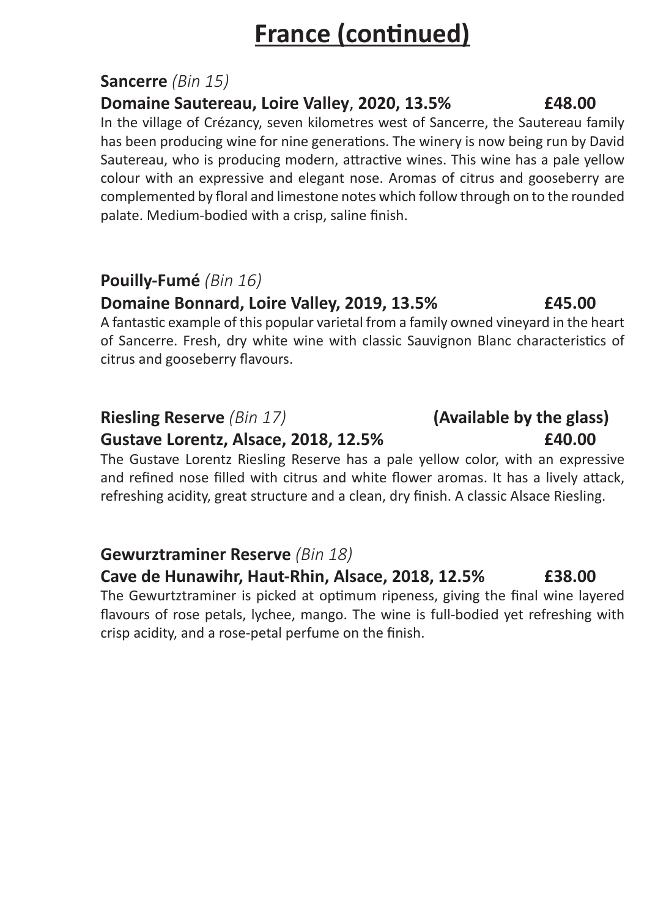# France (continued)

**Sancerre** *(Bin 15)*

**Domaine Sautereau, Loire Valley, 2020, 13.5%** **£48.00**

In the village of Crézancy, seven kilometres west of Sancerre, the Sautereau family has been producing wine for nine generations. The winery is now being run by David Sautereau, who is producing modern, attractive wines. This wine has a pale yellow colour with an expressive and elegant nose. Aromas of citrus and gooseberry are complemented by floral and limestone notes which follow through on to the rounded palate. Medium-bodied with a crisp, saline finish.

**Pouilly-Fumé** *(Bin 16)*

**Domaine Bonnard, Loire Valley, 2019, 13.5%** **£45.00**

A fantastic example of this popular varietal from a family owned vineyard in the heart of Sancerre. Fresh, dry white wine with classic Sauvignon Blanc characteristics of citrus and gooseberry flavours.

**Riesling Reserve** *(Bin 17)* **(Available by the glass)**

**Gustave Lorentz, Alsace, 2018, 12.5%** **£40.00**

The Gustave Lorentz Riesling Reserve has a pale yellow color, with an expressive and refined nose filled with citrus and white flower aromas. It has a lively attack, refreshing acidity, great structure and a clean, dry finish. A classic Alsace Riesling.

**Gewurztraminer Reserve** *(Bin 18)*

**Cave de Hunawihr, Haut-Rhin, Alsace, 2018, 12.5%** **£38.00**

The Gewurtztraminer is picked at optimum ripeness, giving the final wine layered flavours of rose petals, lychee, mango. The wine is full-bodied yet refreshing with crisp acidity, and a rose-petal perfume on the finish.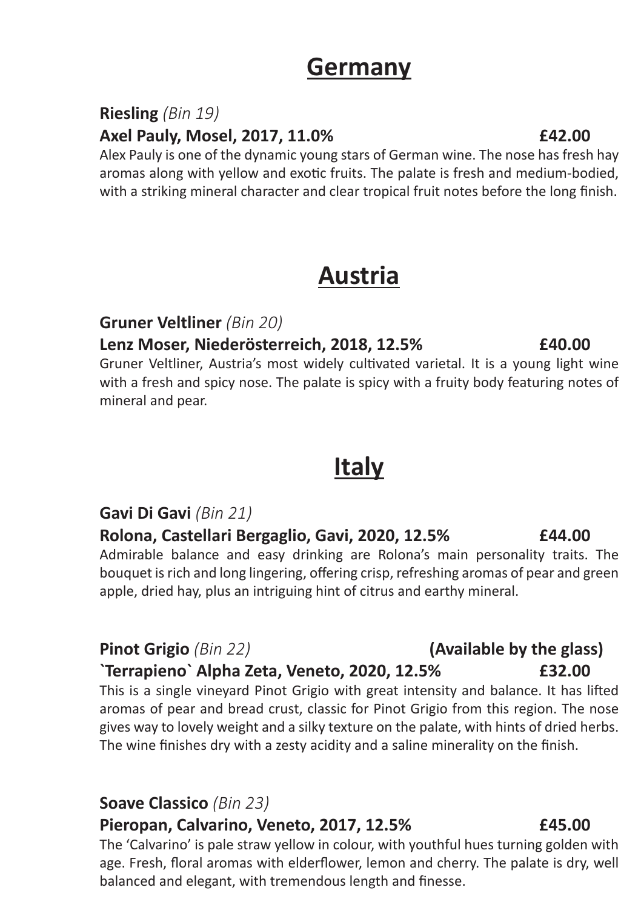## Germany

**Riesling** *(Bin 19)*

**Axel Pauly, Mosel, 2017, 11.0%** **£42.00**

Alex Pauly is one of the dynamic young stars of German wine. The nose has fresh hay aromas along with yellow and exotic fruits. The palate is fresh and medium-bodied, with a striking mineral character and clear tropical fruit notes before the long finish.

## Austria

**Gruner Veltliner** *(Bin 20)*

**Lenz Moser, Niederösterreich, 2018, 12.5%** **£40.00**

Gruner Veltliner, Austria's most widely cultivated varietal. It is a young light wine with a fresh and spicy nose. The palate is spicy with a fruity body featuring notes of mineral and pear.

## Italy

**Gavi Di Gavi** *(Bin 21)*

**Rolona, Castellari Bergaglio, Gavi, 2020, 12.5%** **£44.00**

Admirable balance and easy drinking are Rolona's main personality traits. The bouquet is rich and long lingering, offering crisp, refreshing aromas of pear and green apple, dried hay, plus an intriguing hint of citrus and earthy mineral.

**Pinot Grigio** *(Bin 22)* **(Available by the glass)**

**`Terrapieno` Alpha Zeta, Veneto, 2020, 12.5%** **£32.00**

This is a single vineyard Pinot Grigio with great intensity and balance. It has lifted aromas of pear and bread crust, classic for Pinot Grigio from this region. The nose gives way to lovely weight and a silky texture on the palate, with hints of dried herbs. The wine finishes dry with a zesty acidity and a saline minerality on the finish.

**Soave Classico** *(Bin 23)*

**Pieropan, Calvarino, Veneto, 2017, 12.5%** **£45.00**

The 'Calvarino' is pale straw yellow in colour, with youthful hues turning golden with age. Fresh, floral aromas with elderflower, lemon and cherry. The palate is dry, well balanced and elegant, with tremendous length and finesse.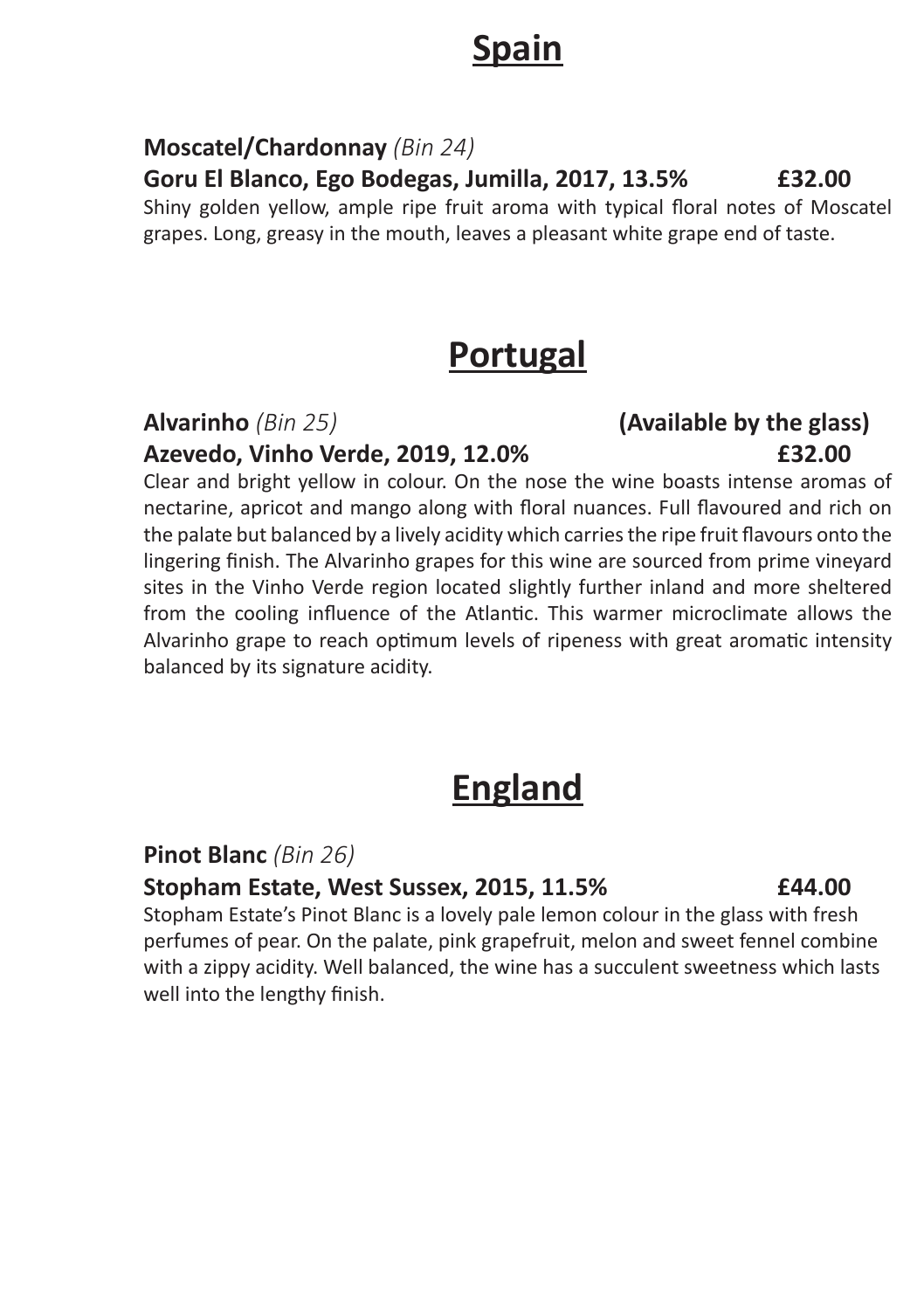# Spain

**Moscatel/Chardonnay** *(Bin 24)*

**Goru El Blanco, Ego Bodegas, Jumilla, 2017, 13.5% £32.00**

Shiny golden yellow, ample ripe fruit aroma with typical floral notes of Moscatel grapes. Long, greasy in the mouth, leaves a pleasant white grape end of taste.

# Portugal

**Alvarinho** *(Bin 25)* **(Available by the glass)**

**Azevedo, Vinho Verde, 2019, 12.0% £32.00**

Clear and bright yellow in colour. On the nose the wine boasts intense aromas of nectarine, apricot and mango along with floral nuances. Full flavoured and rich on the palate but balanced by a lively acidity which carries the ripe fruit flavours onto the lingering finish. The Alvarinho grapes for this wine are sourced from prime vineyard sites in the Vinho Verde region located slightly further inland and more sheltered from the cooling influence of the Atlantic. This warmer microclimate allows the Alvarinho grape to reach optimum levels of ripeness with great aromatic intensity balanced by its signature acidity.

# England

**Pinot Blanc** *(Bin 26)*

**Stopham Estate, West Sussex, 2015, 11.5% £44.00**

Stopham Estate's Pinot Blanc is a lovely pale lemon colour in the glass with fresh perfumes of pear. On the palate, pink grapefruit, melon and sweet fennel combine with a zippy acidity. Well balanced, the wine has a succulent sweetness which lasts well into the lengthy finish.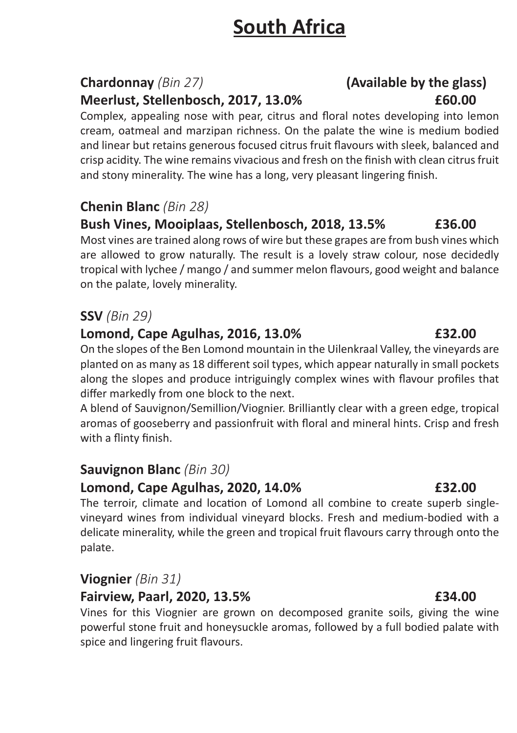# South Africa

**Chardonnay** *(Bin 27)* **(Available by the glass)**
**Meerlust, Stellenbosch, 2017, 13.0% £60.00**

Complex, appealing nose with pear, citrus and floral notes developing into lemon cream, oatmeal and marzipan richness. On the palate the wine is medium bodied and linear but retains generous focused citrus fruit flavours with sleek, balanced and crisp acidity. The wine remains vivacious and fresh on the finish with clean citrus fruit and stony minerality. The wine has a long, very pleasant lingering finish.

**Chenin Blanc** *(Bin 28)*
**Bush Vines, Mooiplaas, Stellenbosch, 2018, 13.5% £36.00**

Most vines are trained along rows of wire but these grapes are from bush vines which are allowed to grow naturally. The result is a lovely straw colour, nose decidedly tropical with lychee / mango / and summer melon flavours, good weight and balance on the palate, lovely minerality.

**SSV** *(Bin 29)*
**Lomond, Cape Agulhas, 2016, 13.0% £32.00**

On the slopes of the Ben Lomond mountain in the Uilenkraal Valley, the vineyards are planted on as many as 18 different soil types, which appear naturally in small pockets along the slopes and produce intriguingly complex wines with flavour profiles that differ markedly from one block to the next.

A blend of Sauvignon/Semillion/Viognier. Brilliantly clear with a green edge, tropical aromas of gooseberry and passionfruit with floral and mineral hints. Crisp and fresh with a flinty finish.

**Sauvignon Blanc** *(Bin 30)*
**Lomond, Cape Agulhas, 2020, 14.0% £32.00**

The terroir, climate and location of Lomond all combine to create superb single-vineyard wines from individual vineyard blocks. Fresh and medium-bodied with a delicate minerality, while the green and tropical fruit flavours carry through onto the palate.

**Viognier** *(Bin 31)*
**Fairview, Paarl, 2020, 13.5% £34.00**

Vines for this Viognier are grown on decomposed granite soils, giving the wine powerful stone fruit and honeysuckle aromas, followed by a full bodied palate with spice and lingering fruit flavours.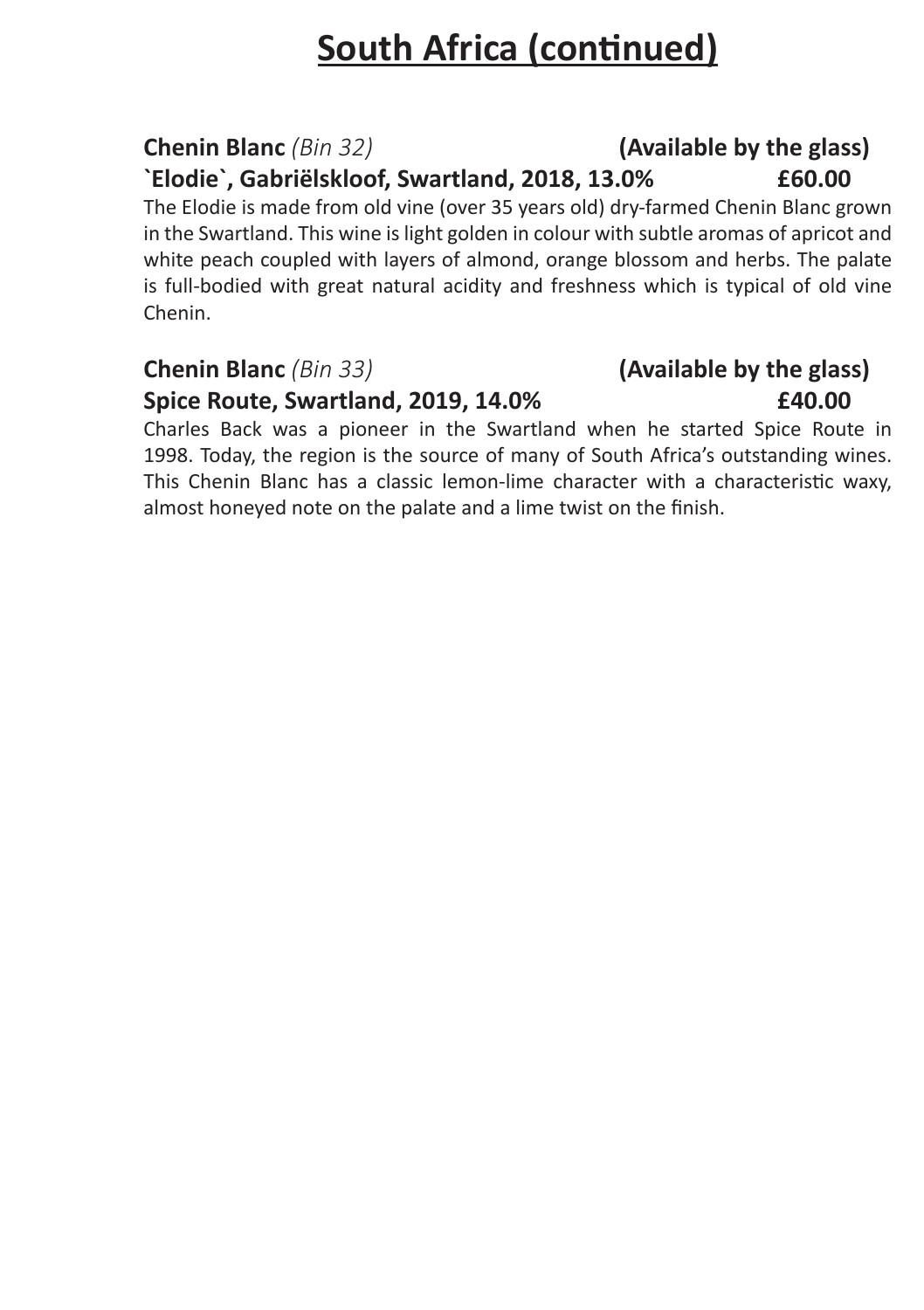# South Africa (continued)

**Chenin Blanc** *(Bin 32)* **(Available by the glass)**
**`Elodie`, Gabriëlskloof, Swartland, 2018, 13.0% £60.00**

The Elodie is made from old vine (over 35 years old) dry-farmed Chenin Blanc grown in the Swartland. This wine is light golden in colour with subtle aromas of apricot and white peach coupled with layers of almond, orange blossom and herbs. The palate is full-bodied with great natural acidity and freshness which is typical of old vine Chenin.

**Chenin Blanc** *(Bin 33)* **(Available by the glass)**
**Spice Route, Swartland, 2019, 14.0% £40.00**

Charles Back was a pioneer in the Swartland when he started Spice Route in 1998. Today, the region is the source of many of South Africa's outstanding wines. This Chenin Blanc has a classic lemon-lime character with a characteristic waxy, almost honeyed note on the palate and a lime twist on the finish.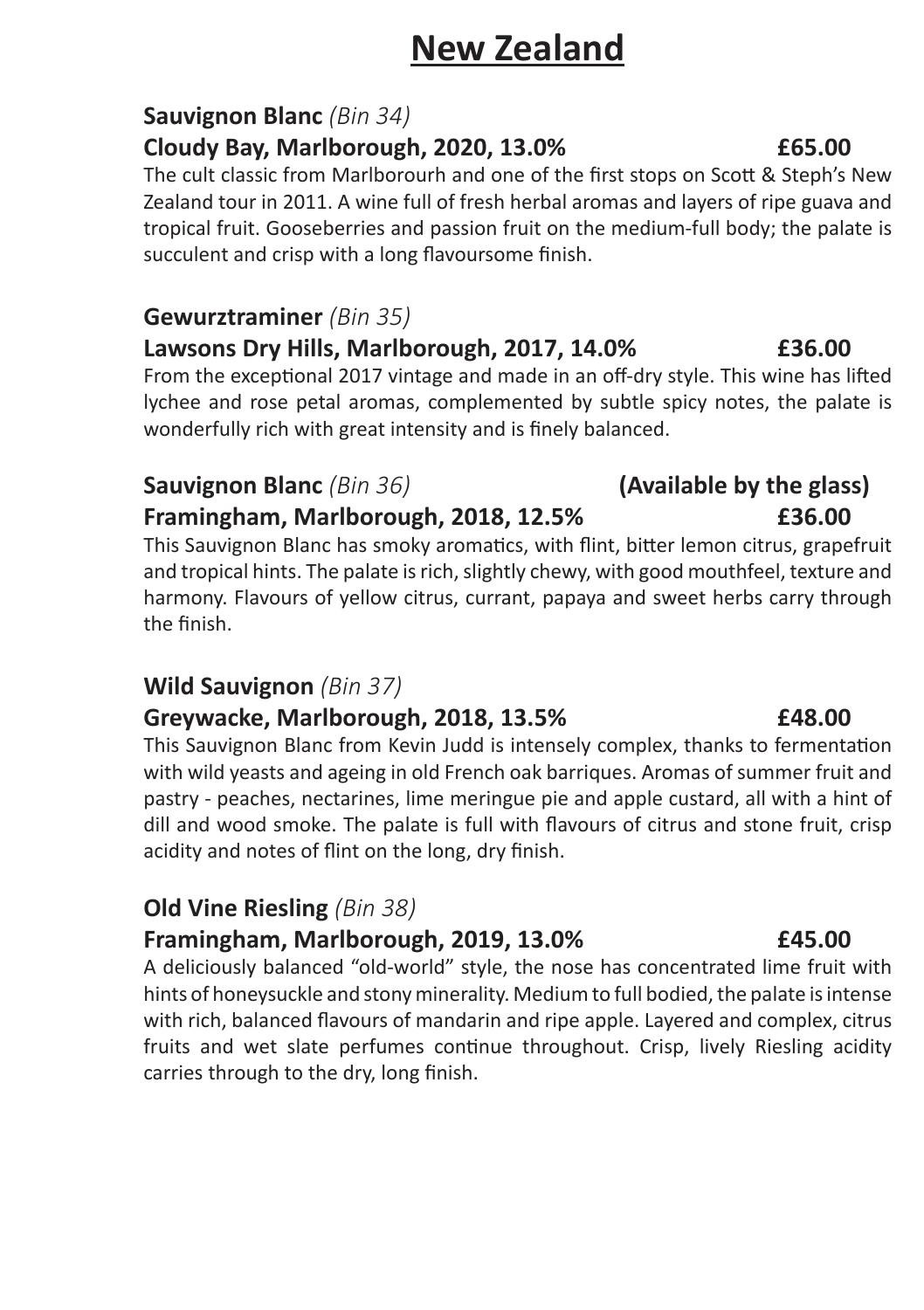# New Zealand

**Sauvignon Blanc** *(Bin 34)*
**Cloudy Bay, Marlborough, 2020, 13.0% £65.00**
The cult classic from Marlborourh and one of the first stops on Scott & Steph's New Zealand tour in 2011. A wine full of fresh herbal aromas and layers of ripe guava and tropical fruit. Gooseberries and passion fruit on the medium-full body; the palate is succulent and crisp with a long flavoursome finish.

**Gewurztraminer** *(Bin 35)*
**Lawsons Dry Hills, Marlborough, 2017, 14.0% £36.00**
From the exceptional 2017 vintage and made in an off-dry style. This wine has lifted lychee and rose petal aromas, complemented by subtle spicy notes, the palate is wonderfully rich with great intensity and is finely balanced.

**Sauvignon Blanc** *(Bin 36)* **(Available by the glass)**
**Framingham, Marlborough, 2018, 12.5% £36.00**
This Sauvignon Blanc has smoky aromatics, with flint, bitter lemon citrus, grapefruit and tropical hints. The palate is rich, slightly chewy, with good mouthfeel, texture and harmony. Flavours of yellow citrus, currant, papaya and sweet herbs carry through the finish.

**Wild Sauvignon** *(Bin 37)*
**Greywacke, Marlborough, 2018, 13.5% £48.00**
This Sauvignon Blanc from Kevin Judd is intensely complex, thanks to fermentation with wild yeasts and ageing in old French oak barriques. Aromas of summer fruit and pastry - peaches, nectarines, lime meringue pie and apple custard, all with a hint of dill and wood smoke. The palate is full with flavours of citrus and stone fruit, crisp acidity and notes of flint on the long, dry finish.

**Old Vine Riesling** *(Bin 38)*
**Framingham, Marlborough, 2019, 13.0% £45.00**
A deliciously balanced "old-world" style, the nose has concentrated lime fruit with hints of honeysuckle and stony minerality. Medium to full bodied, the palate is intense with rich, balanced flavours of mandarin and ripe apple. Layered and complex, citrus fruits and wet slate perfumes continue throughout. Crisp, lively Riesling acidity carries through to the dry, long finish.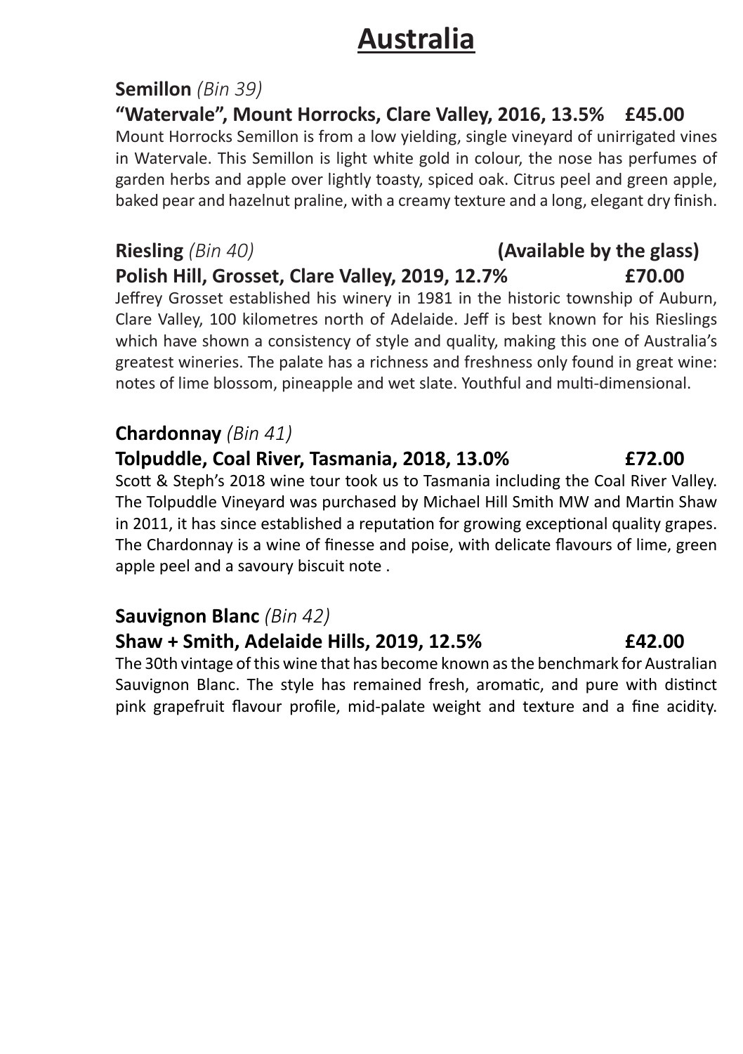# Australia

**Semillon** *(Bin 39)*

**"Watervale", Mount Horrocks, Clare Valley, 2016, 13.5% £45.00**

Mount Horrocks Semillon is from a low yielding, single vineyard of unirrigated vines in Watervale. This Semillon is light white gold in colour, the nose has perfumes of garden herbs and apple over lightly toasty, spiced oak. Citrus peel and green apple, baked pear and hazelnut praline, with a creamy texture and a long, elegant dry finish.

**Riesling** *(Bin 40)* **(Available by the glass)**

**Polish Hill, Grosset, Clare Valley, 2019, 12.7% £70.00**

Jeffrey Grosset established his winery in 1981 in the historic township of Auburn, Clare Valley, 100 kilometres north of Adelaide. Jeff is best known for his Rieslings which have shown a consistency of style and quality, making this one of Australia's greatest wineries. The palate has a richness and freshness only found in great wine: notes of lime blossom, pineapple and wet slate. Youthful and multi-dimensional.

**Chardonnay** *(Bin 41)*

**Tolpuddle, Coal River, Tasmania, 2018, 13.0% £72.00**

Scott & Steph's 2018 wine tour took us to Tasmania including the Coal River Valley. The Tolpuddle Vineyard was purchased by Michael Hill Smith MW and Martin Shaw in 2011, it has since established a reputation for growing exceptional quality grapes. The Chardonnay is a wine of finesse and poise, with delicate flavours of lime, green apple peel and a savoury biscuit note .

**Sauvignon Blanc** *(Bin 42)*

**Shaw + Smith, Adelaide Hills, 2019, 12.5% £42.00**

The 30th vintage of this wine that has become known as the benchmark for Australian Sauvignon Blanc. The style has remained fresh, aromatic, and pure with distinct pink grapefruit flavour profile, mid-palate weight and texture and a fine acidity.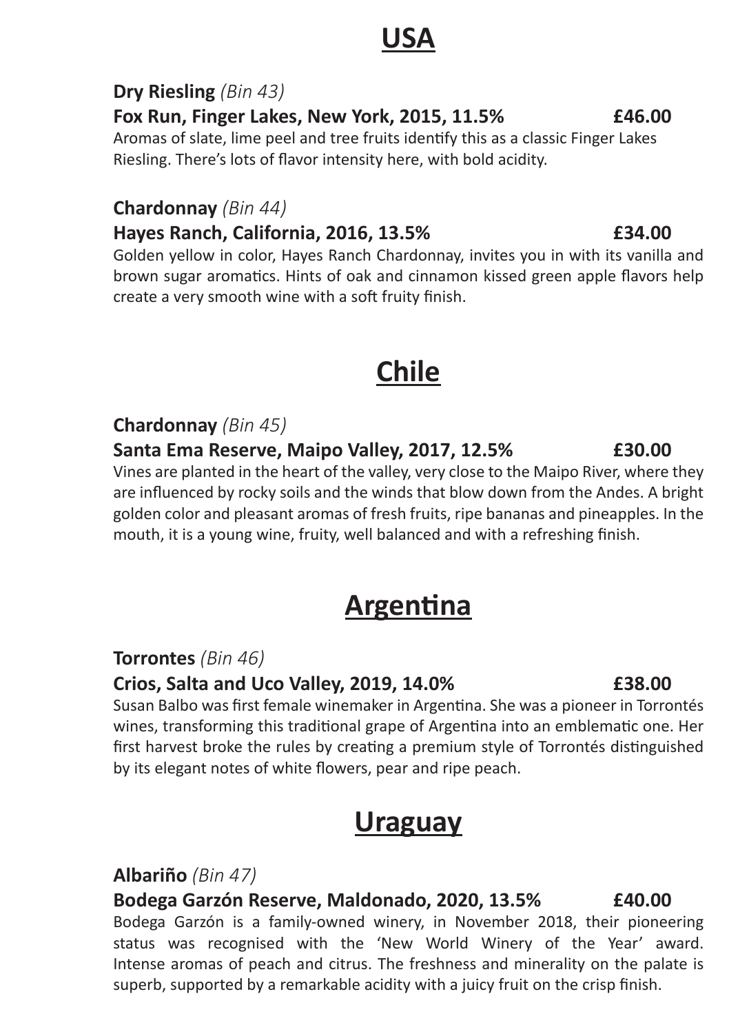# USA

**Dry Riesling** *(Bin 43)*

**Fox Run, Finger Lakes, New York, 2015, 11.5% £46.00**

Aromas of slate, lime peel and tree fruits identify this as a classic Finger Lakes Riesling. There's lots of flavor intensity here, with bold acidity.

**Chardonnay** *(Bin 44)*

**Hayes Ranch, California, 2016, 13.5% £34.00**

Golden yellow in color, Hayes Ranch Chardonnay, invites you in with its vanilla and brown sugar aromatics. Hints of oak and cinnamon kissed green apple flavors help create a very smooth wine with a soft fruity finish.

# Chile

**Chardonnay** *(Bin 45)*

**Santa Ema Reserve, Maipo Valley, 2017, 12.5% £30.00**

Vines are planted in the heart of the valley, very close to the Maipo River, where they are influenced by rocky soils and the winds that blow down from the Andes. A bright golden color and pleasant aromas of fresh fruits, ripe bananas and pineapples. In the mouth, it is a young wine, fruity, well balanced and with a refreshing finish.

# Argentina

**Torrontes** *(Bin 46)*

**Crios, Salta and Uco Valley, 2019, 14.0% £38.00**

Susan Balbo was first female winemaker in Argentina. She was a pioneer in Torrontés wines, transforming this traditional grape of Argentina into an emblematic one. Her first harvest broke the rules by creating a premium style of Torrontés distinguished by its elegant notes of white flowers, pear and ripe peach.

# Uraguay

**Albariño** *(Bin 47)*

**Bodega Garzón Reserve, Maldonado, 2020, 13.5% £40.00**

Bodega Garzón is a family-owned winery, in November 2018, their pioneering status was recognised with the 'New World Winery of the Year' award. Intense aromas of peach and citrus. The freshness and minerality on the palate is superb, supported by a remarkable acidity with a juicy fruit on the crisp finish.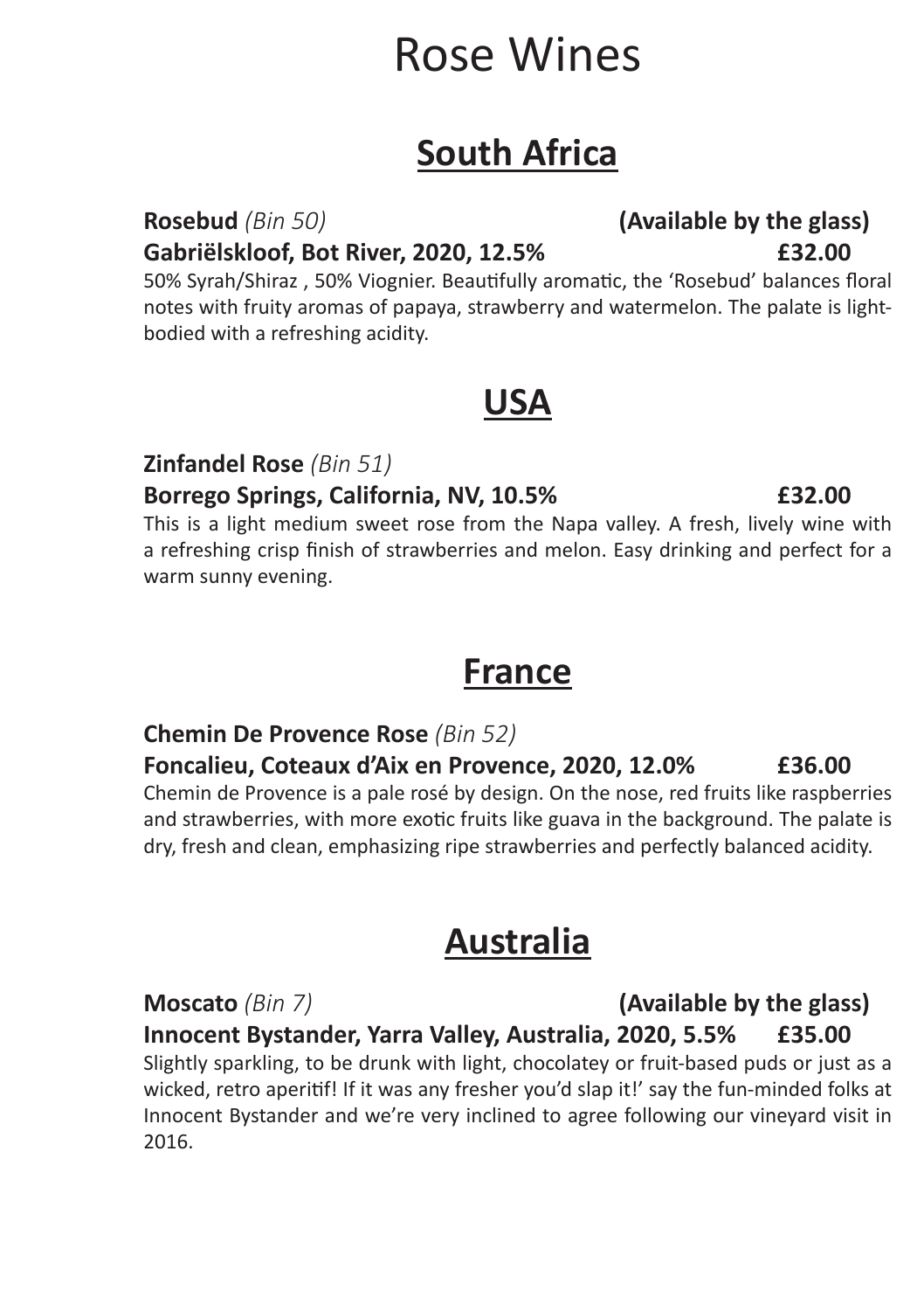# Rose Wines

## South Africa

**Rosebud** *(Bin 50)* **(Available by the glass)**
**Gabriëlskloof, Bot River, 2020, 12.5% £32.00**
50% Syrah/Shiraz , 50% Viognier. Beautifully aromatic, the 'Rosebud' balances floral notes with fruity aromas of papaya, strawberry and watermelon. The palate is light-bodied with a refreshing acidity.

## USA

**Zinfandel Rose** *(Bin 51)*
**Borrego Springs, California, NV, 10.5% £32.00**
This is a light medium sweet rose from the Napa valley. A fresh, lively wine with a refreshing crisp finish of strawberries and melon. Easy drinking and perfect for a warm sunny evening.

## France

**Chemin De Provence Rose** *(Bin 52)*
**Foncalieu, Coteaux d'Aix en Provence, 2020, 12.0% £36.00**
Chemin de Provence is a pale rosé by design. On the nose, red fruits like raspberries and strawberries, with more exotic fruits like guava in the background. The palate is dry, fresh and clean, emphasizing ripe strawberries and perfectly balanced acidity.

## Australia

**Moscato** *(Bin 7)* **(Available by the glass)**
**Innocent Bystander, Yarra Valley, Australia, 2020, 5.5% £35.00**
Slightly sparkling, to be drunk with light, chocolatey or fruit-based puds or just as a wicked, retro aperitif! If it was any fresher you'd slap it!' say the fun-minded folks at Innocent Bystander and we're very inclined to agree following our vineyard visit in 2016.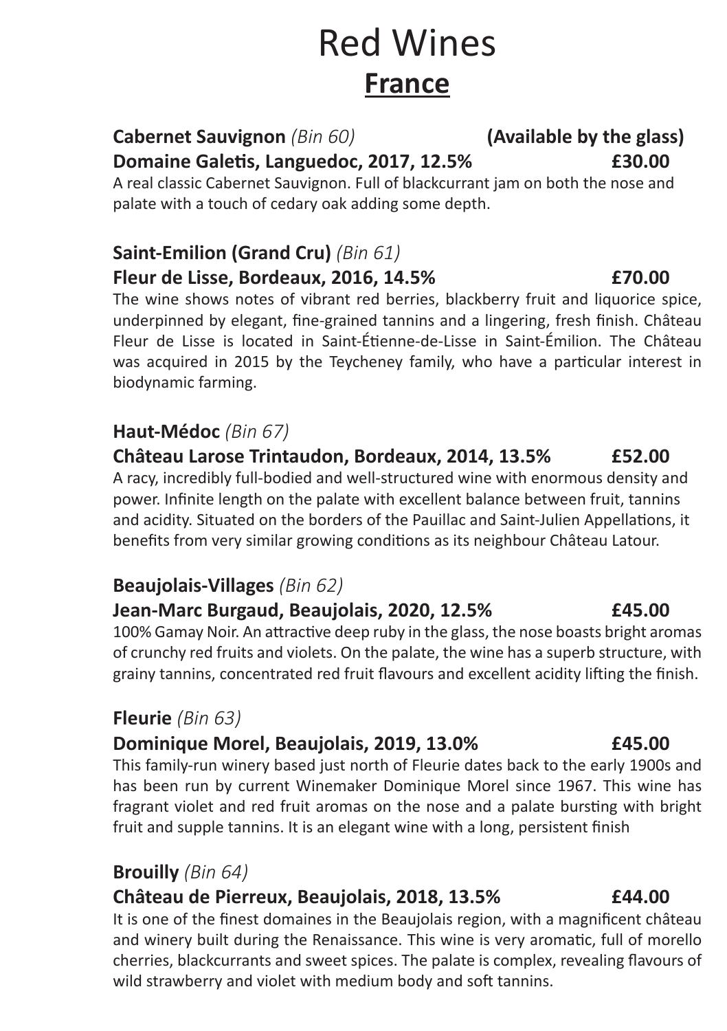# Red Wines

## France

**Cabernet Sauvignon** *(Bin 60)* **(Available by the glass)**

**Domaine Galetis, Languedoc, 2017, 12.5% £30.00**

A real classic Cabernet Sauvignon. Full of blackcurrant jam on both the nose and palate with a touch of cedary oak adding some depth.

**Saint-Emilion (Grand Cru)** *(Bin 61)*

**Fleur de Lisse, Bordeaux, 2016, 14.5% £70.00**

The wine shows notes of vibrant red berries, blackberry fruit and liquorice spice, underpinned by elegant, fine-grained tannins and a lingering, fresh finish. Château Fleur de Lisse is located in Saint-Étienne-de-Lisse in Saint-Émilion. The Château was acquired in 2015 by the Teycheney family, who have a particular interest in biodynamic farming.

**Haut-Médoc** *(Bin 67)*

**Château Larose Trintaudon, Bordeaux, 2014, 13.5% £52.00**

A racy, incredibly full-bodied and well-structured wine with enormous density and power. Infinite length on the palate with excellent balance between fruit, tannins and acidity. Situated on the borders of the Pauillac and Saint-Julien Appellations, it benefits from very similar growing conditions as its neighbour Château Latour.

**Beaujolais-Villages** *(Bin 62)*

**Jean-Marc Burgaud, Beaujolais, 2020, 12.5% £45.00**

100% Gamay Noir. An attractive deep ruby in the glass, the nose boasts bright aromas of crunchy red fruits and violets. On the palate, the wine has a superb structure, with grainy tannins, concentrated red fruit flavours and excellent acidity lifting the finish.

**Fleurie** *(Bin 63)*

**Dominique Morel, Beaujolais, 2019, 13.0% £45.00**

This family-run winery based just north of Fleurie dates back to the early 1900s and has been run by current Winemaker Dominique Morel since 1967. This wine has fragrant violet and red fruit aromas on the nose and a palate bursting with bright fruit and supple tannins. It is an elegant wine with a long, persistent finish

**Brouilly** *(Bin 64)*

**Château de Pierreux, Beaujolais, 2018, 13.5% £44.00**

It is one of the finest domaines in the Beaujolais region, with a magnificent château and winery built during the Renaissance. This wine is very aromatic, full of morello cherries, blackcurrants and sweet spices. The palate is complex, revealing flavours of wild strawberry and violet with medium body and soft tannins.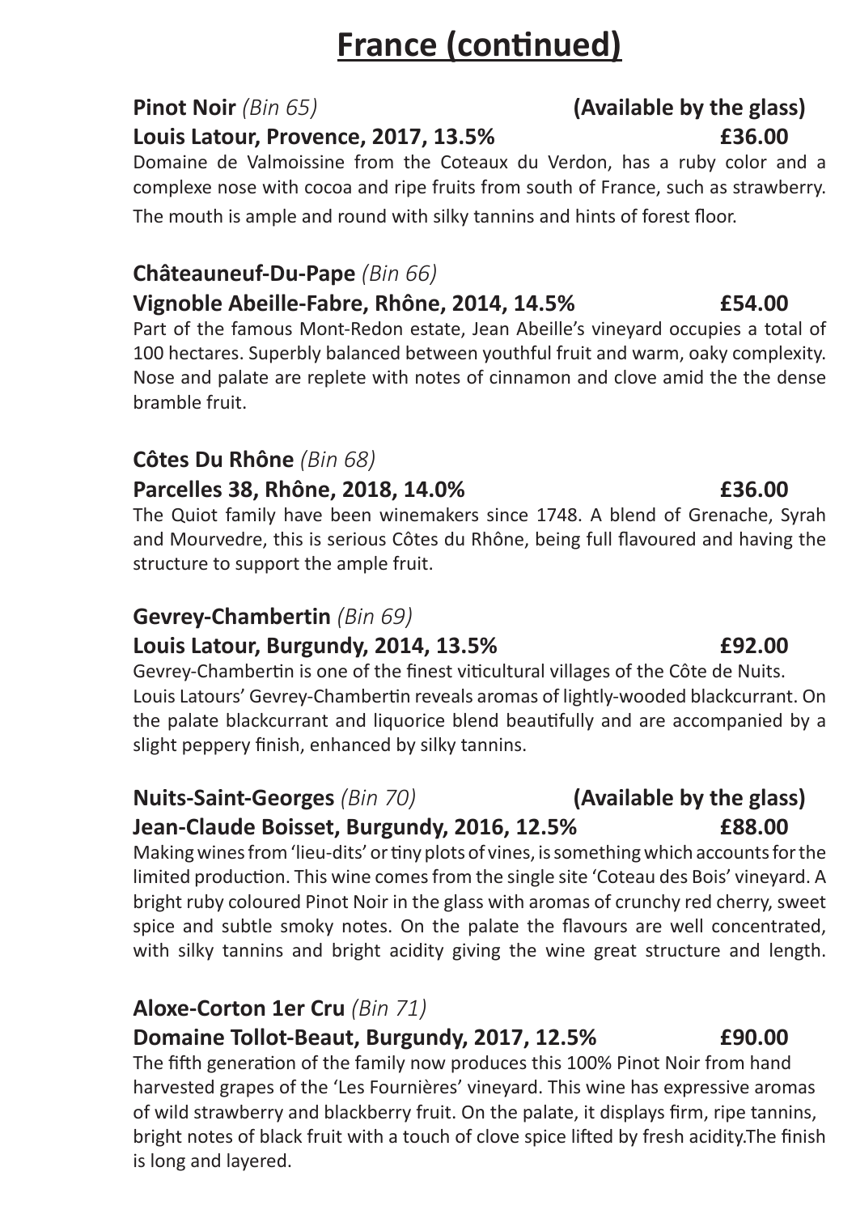# France (continued)

**Pinot Noir** *(Bin 65)* **(Available by the glass)**
**Louis Latour, Provence, 2017, 13.5% £36.00**

Domaine de Valmoissine from the Coteaux du Verdon, has a ruby color and a complexe nose with cocoa and ripe fruits from south of France, such as strawberry. The mouth is ample and round with silky tannins and hints of forest floor.

**Châteauneuf-Du-Pape** *(Bin 66)*
**Vignoble Abeille-Fabre, Rhône, 2014, 14.5% £54.00**

Part of the famous Mont-Redon estate, Jean Abeille's vineyard occupies a total of 100 hectares. Superbly balanced between youthful fruit and warm, oaky complexity. Nose and palate are replete with notes of cinnamon and clove amid the the dense bramble fruit.

**Côtes Du Rhône** *(Bin 68)*
**Parcelles 38, Rhône, 2018, 14.0% £36.00**

The Quiot family have been winemakers since 1748. A blend of Grenache, Syrah and Mourvedre, this is serious Côtes du Rhône, being full flavoured and having the structure to support the ample fruit.

**Gevrey-Chambertin** *(Bin 69)*
**Louis Latour, Burgundy, 2014, 13.5% £92.00**

Gevrey-Chambertin is one of the finest viticultural villages of the Côte de Nuits. Louis Latours' Gevrey-Chambertin reveals aromas of lightly-wooded blackcurrant. On the palate blackcurrant and liquorice blend beautifully and are accompanied by a slight peppery finish, enhanced by silky tannins.

**Nuits-Saint-Georges** *(Bin 70)* **(Available by the glass)**
**Jean-Claude Boisset, Burgundy, 2016, 12.5% £88.00**

Making wines from 'lieu-dits' or tiny plots of vines, is something which accounts for the limited production. This wine comes from the single site 'Coteau des Bois' vineyard. A bright ruby coloured Pinot Noir in the glass with aromas of crunchy red cherry, sweet spice and subtle smoky notes. On the palate the flavours are well concentrated, with silky tannins and bright acidity giving the wine great structure and length.

**Aloxe-Corton 1er Cru** *(Bin 71)*
**Domaine Tollot-Beaut, Burgundy, 2017, 12.5% £90.00**

The fifth generation of the family now produces this 100% Pinot Noir from hand harvested grapes of the 'Les Fournières' vineyard. This wine has expressive aromas of wild strawberry and blackberry fruit. On the palate, it displays firm, ripe tannins, bright notes of black fruit with a touch of clove spice lifted by fresh acidity.The finish is long and layered.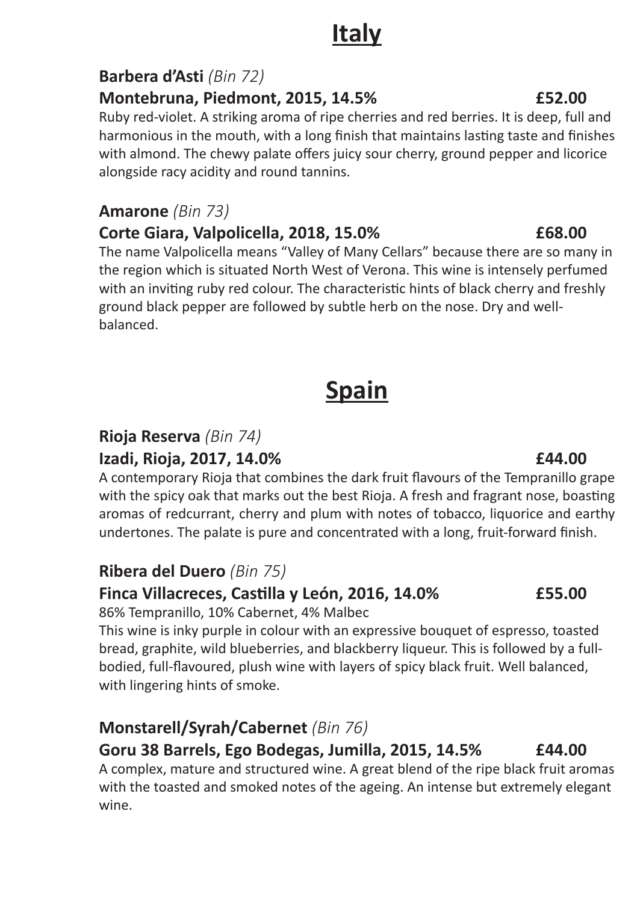# Italy

**Barbera d'Asti** *(Bin 72)*

**Montebruna, Piedmont, 2015, 14.5%** **£52.00**

Ruby red-violet. A striking aroma of ripe cherries and red berries. It is deep, full and harmonious in the mouth, with a long finish that maintains lasting taste and finishes with almond. The chewy palate offers juicy sour cherry, ground pepper and licorice alongside racy acidity and round tannins.

**Amarone** *(Bin 73)*

**Corte Giara, Valpolicella, 2018, 15.0%** **£68.00**

The name Valpolicella means "Valley of Many Cellars" because there are so many in the region which is situated North West of Verona. This wine is intensely perfumed with an inviting ruby red colour. The characteristic hints of black cherry and freshly ground black pepper are followed by subtle herb on the nose. Dry and well-balanced.

# Spain

**Rioja Reserva** *(Bin 74)*

**Izadi, Rioja, 2017, 14.0%** **£44.00**

A contemporary Rioja that combines the dark fruit flavours of the Tempranillo grape with the spicy oak that marks out the best Rioja. A fresh and fragrant nose, boasting aromas of redcurrant, cherry and plum with notes of tobacco, liquorice and earthy undertones. The palate is pure and concentrated with a long, fruit-forward finish.

**Ribera del Duero** *(Bin 75)*

**Finca Villacreces, Castilla y León, 2016, 14.0%** **£55.00**

86% Tempranillo, 10% Cabernet, 4% Malbec

This wine is inky purple in colour with an expressive bouquet of espresso, toasted bread, graphite, wild blueberries, and blackberry liqueur. This is followed by a full-bodied, full-flavoured, plush wine with layers of spicy black fruit. Well balanced, with lingering hints of smoke.

**Monstarell/Syrah/Cabernet** *(Bin 76)*

**Goru 38 Barrels, Ego Bodegas, Jumilla, 2015, 14.5%** **£44.00**

A complex, mature and structured wine. A great blend of the ripe black fruit aromas with the toasted and smoked notes of the ageing. An intense but extremely elegant wine.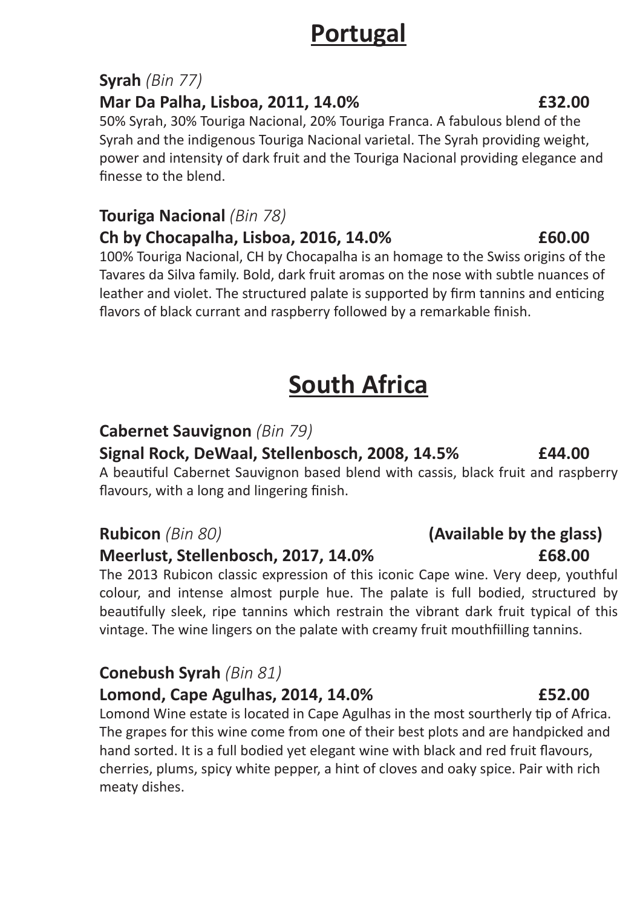# Portugal

**Syrah** *(Bin 77)*

**Mar Da Palha, Lisboa, 2011, 14.0% £32.00**

50% Syrah, 30% Touriga Nacional, 20% Touriga Franca. A fabulous blend of the Syrah and the indigenous Touriga Nacional varietal. The Syrah providing weight, power and intensity of dark fruit and the Touriga Nacional providing elegance and finesse to the blend.

**Touriga Nacional** *(Bin 78)*

**Ch by Chocapalha, Lisboa, 2016, 14.0% £60.00**

100% Touriga Nacional, CH by Chocapalha is an homage to the Swiss origins of the Tavares da Silva family. Bold, dark fruit aromas on the nose with subtle nuances of leather and violet. The structured palate is supported by firm tannins and enticing flavors of black currant and raspberry followed by a remarkable finish.

# South Africa

**Cabernet Sauvignon** *(Bin 79)*

**Signal Rock, DeWaal, Stellenbosch, 2008, 14.5% £44.00**

A beautiful Cabernet Sauvignon based blend with cassis, black fruit and raspberry flavours, with a long and lingering finish.

**Rubicon** *(Bin 80)* **(Available by the glass)**

**Meerlust, Stellenbosch, 2017, 14.0% £68.00**

The 2013 Rubicon classic expression of this iconic Cape wine. Very deep, youthful colour, and intense almost purple hue. The palate is full bodied, structured by beautifully sleek, ripe tannins which restrain the vibrant dark fruit typical of this vintage. The wine lingers on the palate with creamy fruit mouthfiilling tannins.

**Conebush Syrah** *(Bin 81)*

**Lomond, Cape Agulhas, 2014, 14.0% £52.00**

Lomond Wine estate is located in Cape Agulhas in the most sourtherly tip of Africa. The grapes for this wine come from one of their best plots and are handpicked and hand sorted. It is a full bodied yet elegant wine with black and red fruit flavours, cherries, plums, spicy white pepper, a hint of cloves and oaky spice. Pair with rich meaty dishes.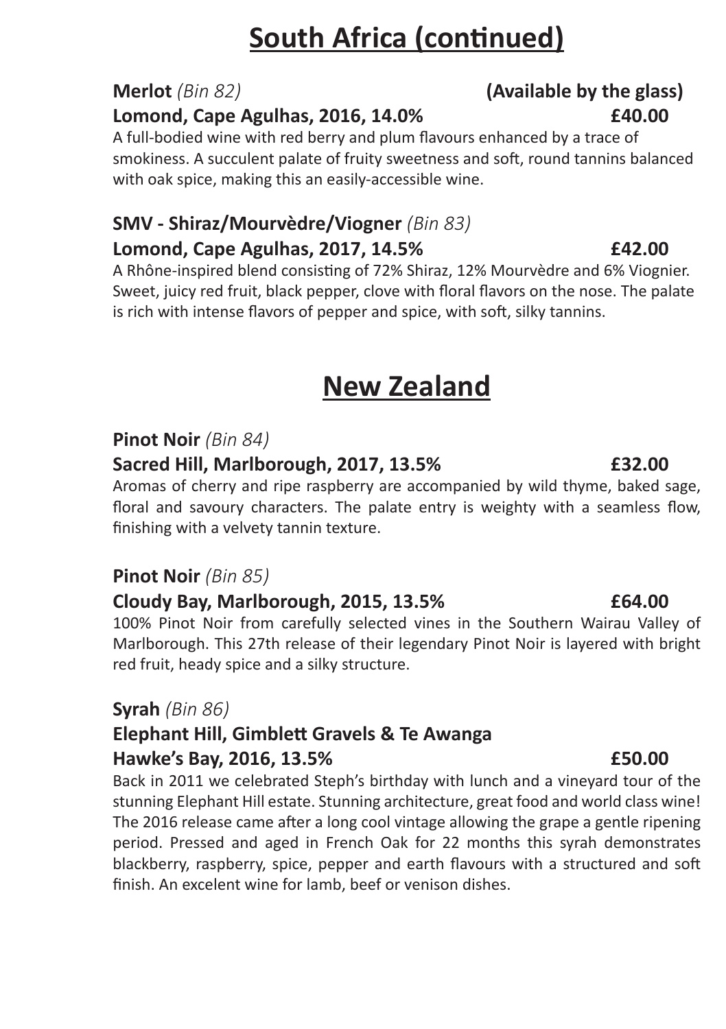# South Africa (continued)

**Merlot** *(Bin 82)* **(Available by the glass)**

**Lomond, Cape Agulhas, 2016, 14.0% £40.00**

A full-bodied wine with red berry and plum flavours enhanced by a trace of smokiness. A succulent palate of fruity sweetness and soft, round tannins balanced with oak spice, making this an easily-accessible wine.

**SMV - Shiraz/Mourvèdre/Viognier** *(Bin 83)*

**Lomond, Cape Agulhas, 2017, 14.5% £42.00**

A Rhône-inspired blend consisting of 72% Shiraz, 12% Mourvèdre and 6% Viognier. Sweet, juicy red fruit, black pepper, clove with floral flavors on the nose. The palate is rich with intense flavors of pepper and spice, with soft, silky tannins.

# New Zealand

**Pinot Noir** *(Bin 84)*

**Sacred Hill, Marlborough, 2017, 13.5% £32.00**

Aromas of cherry and ripe raspberry are accompanied by wild thyme, baked sage, floral and savoury characters. The palate entry is weighty with a seamless flow, finishing with a velvety tannin texture.

**Pinot Noir** *(Bin 85)*

**Cloudy Bay, Marlborough, 2015, 13.5% £64.00**

100% Pinot Noir from carefully selected vines in the Southern Wairau Valley of Marlborough. This 27th release of their legendary Pinot Noir is layered with bright red fruit, heady spice and a silky structure.

**Syrah** *(Bin 86)*

**Elephant Hill, Gimblett Gravels & Te Awanga**
**Hawke's Bay, 2016, 13.5% £50.00**

Back in 2011 we celebrated Steph's birthday with lunch and a vineyard tour of the stunning Elephant Hill estate. Stunning architecture, great food and world class wine! The 2016 release came after a long cool vintage allowing the grape a gentle ripening period. Pressed and aged in French Oak for 22 months this syrah demonstrates blackberry, raspberry, spice, pepper and earth flavours with a structured and soft finish. An excelent wine for lamb, beef or venison dishes.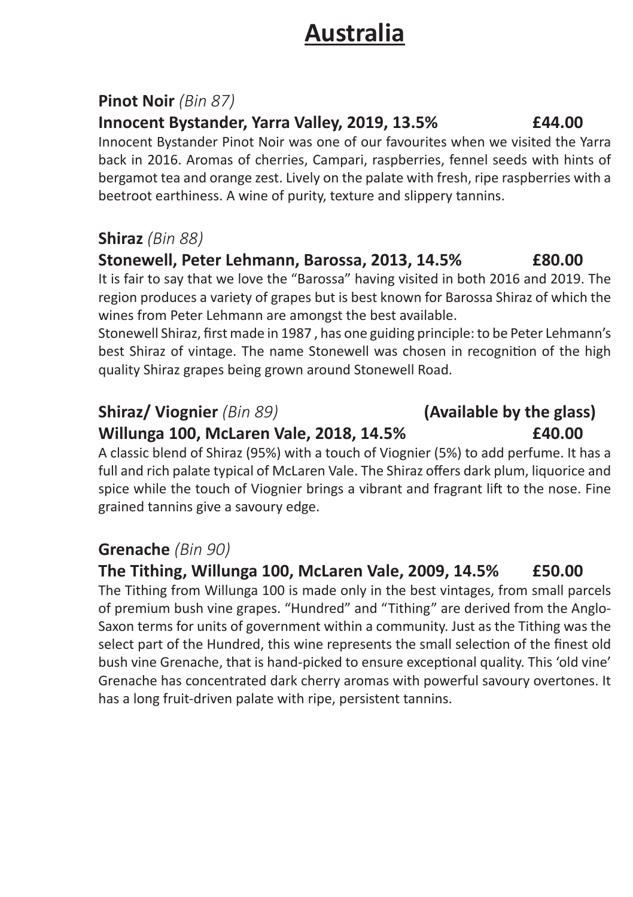# Australia

**Pinot Noir** *(Bin 87)*

**Innocent Bystander, Yarra Valley, 2019, 13.5% £44.00**

Innocent Bystander Pinot Noir was one of our favourites when we visited the Yarra back in 2016. Aromas of cherries, Campari, raspberries, fennel seeds with hints of bergamot tea and orange zest. Lively on the palate with fresh, ripe raspberries with a beetroot earthiness. A wine of purity, texture and slippery tannins.

**Shiraz** *(Bin 88)*

**Stonewell, Peter Lehmann, Barossa, 2013, 14.5% £80.00**

It is fair to say that we love the "Barossa" having visited in both 2016 and 2019. The region produces a variety of grapes but is best known for Barossa Shiraz of which the wines from Peter Lehmann are amongst the best available.

Stonewell Shiraz, first made in 1987 , has one guiding principle: to be Peter Lehmann's best Shiraz of vintage. The name Stonewell was chosen in recognition of the high quality Shiraz grapes being grown around Stonewell Road.

**Shiraz/ Viognier** *(Bin 89)* **(Available by the glass)**

**Willunga 100, McLaren Vale, 2018, 14.5% £40.00**

A classic blend of Shiraz (95%) with a touch of Viognier (5%) to add perfume. It has a full and rich palate typical of McLaren Vale. The Shiraz offers dark plum, liquorice and spice while the touch of Viognier brings a vibrant and fragrant lift to the nose. Fine grained tannins give a savoury edge.

**Grenache** *(Bin 90)*

**The Tithing, Willunga 100, McLaren Vale, 2009, 14.5% £50.00**

The Tithing from Willunga 100 is made only in the best vintages, from small parcels of premium bush vine grapes. "Hundred" and "Tithing" are derived from the Anglo-Saxon terms for units of government within a community. Just as the Tithing was the select part of the Hundred, this wine represents the small selection of the finest old bush vine Grenache, that is hand-picked to ensure exceptional quality. This 'old vine' Grenache has concentrated dark cherry aromas with powerful savoury overtones. It has a long fruit-driven palate with ripe, persistent tannins.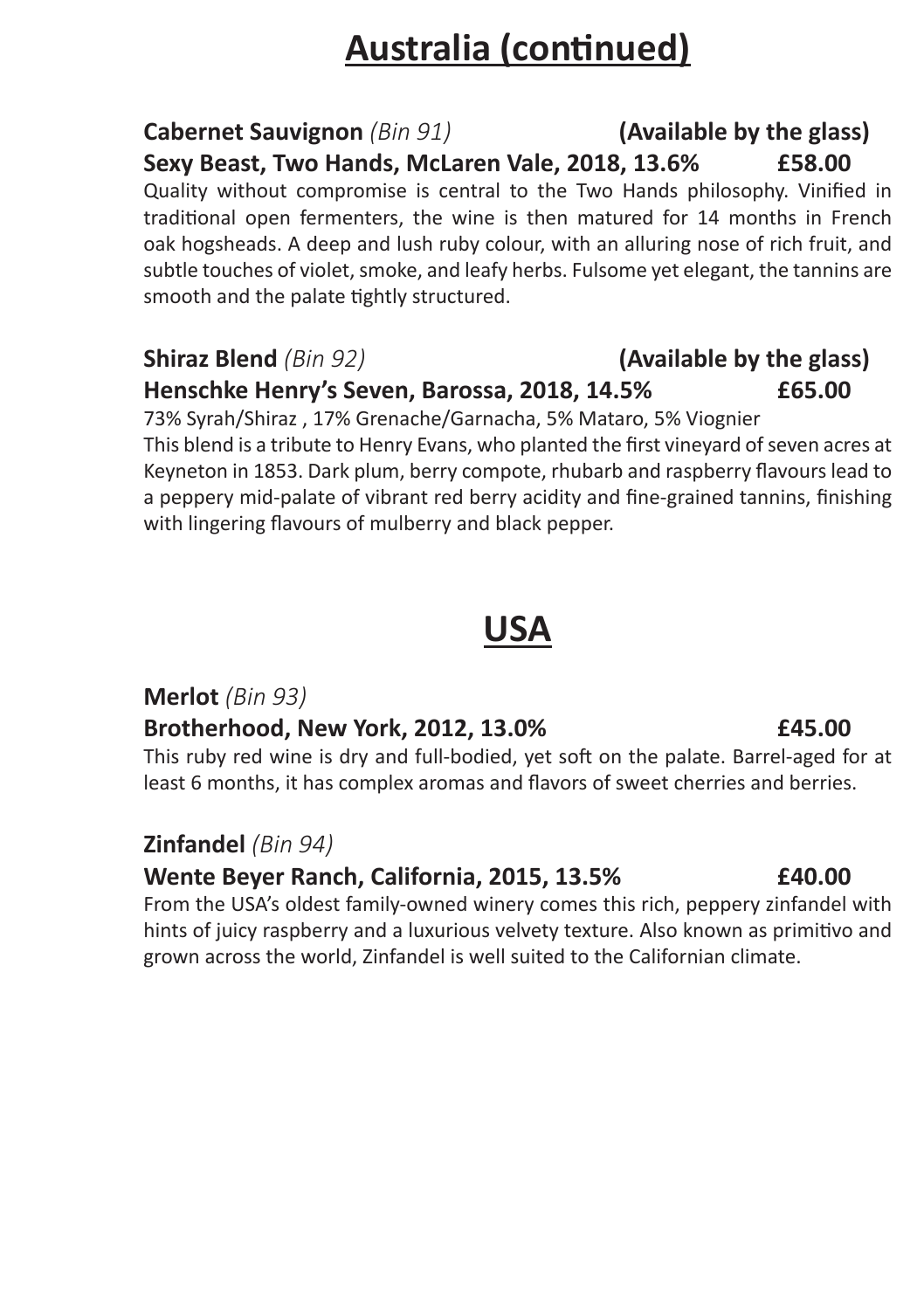# Australia (continued)

**Cabernet Sauvignon** *(Bin 91)* **(Available by the glass)**
**Sexy Beast, Two Hands, McLaren Vale, 2018, 13.6% £58.00**

Quality without compromise is central to the Two Hands philosophy. Vinified in traditional open fermenters, the wine is then matured for 14 months in French oak hogsheads. A deep and lush ruby colour, with an alluring nose of rich fruit, and subtle touches of violet, smoke, and leafy herbs. Fulsome yet elegant, the tannins are smooth and the palate tightly structured.

**Shiraz Blend** *(Bin 92)* **(Available by the glass)**
**Henschke Henry's Seven, Barossa, 2018, 14.5% £65.00**

73% Syrah/Shiraz , 17% Grenache/Garnacha, 5% Mataro, 5% Viognier
This blend is a tribute to Henry Evans, who planted the first vineyard of seven acres at Keyneton in 1853. Dark plum, berry compote, rhubarb and raspberry flavours lead to a peppery mid-palate of vibrant red berry acidity and fine-grained tannins, finishing with lingering flavours of mulberry and black pepper.

# USA

**Merlot** *(Bin 93)*
**Brotherhood, New York, 2012, 13.0% £45.00**

This ruby red wine is dry and full-bodied, yet soft on the palate. Barrel-aged for at least 6 months, it has complex aromas and flavors of sweet cherries and berries.

**Zinfandel** *(Bin 94)*
**Wente Beyer Ranch, California, 2015, 13.5% £40.00**

From the USA's oldest family-owned winery comes this rich, peppery zinfandel with hints of juicy raspberry and a luxurious velvety texture. Also known as primitivo and grown across the world, Zinfandel is well suited to the Californian climate.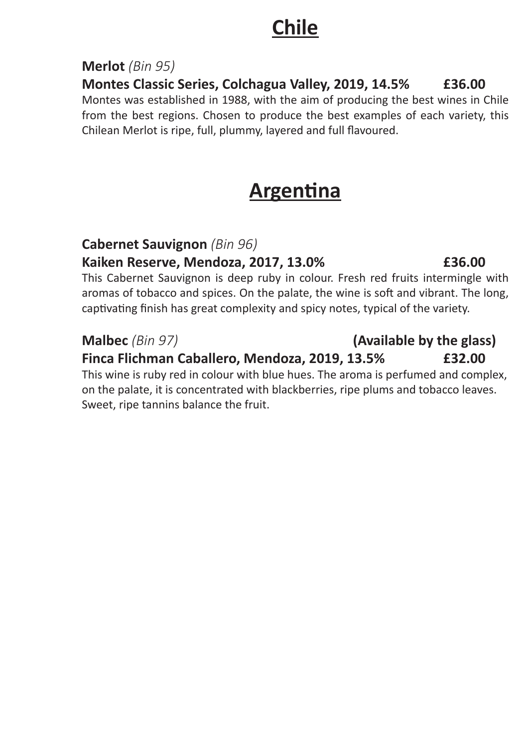# Chile

**Merlot** *(Bin 95)*

**Montes Classic Series, Colchagua Valley, 2019, 14.5% £36.00**

Montes was established in 1988, with the aim of producing the best wines in Chile from the best regions. Chosen to produce the best examples of each variety, this Chilean Merlot is ripe, full, plummy, layered and full flavoured.

# Argentina

**Cabernet Sauvignon** *(Bin 96)*

**Kaiken Reserve, Mendoza, 2017, 13.0% £36.00**

This Cabernet Sauvignon is deep ruby in colour. Fresh red fruits intermingle with aromas of tobacco and spices. On the palate, the wine is soft and vibrant. The long, captivating finish has great complexity and spicy notes, typical of the variety.

**Malbec** *(Bin 97)* **(Available by the glass)**

**Finca Flichman Caballero, Mendoza, 2019, 13.5% £32.00**

This wine is ruby red in colour with blue hues. The aroma is perfumed and complex, on the palate, it is concentrated with blackberries, ripe plums and tobacco leaves. Sweet, ripe tannins balance the fruit.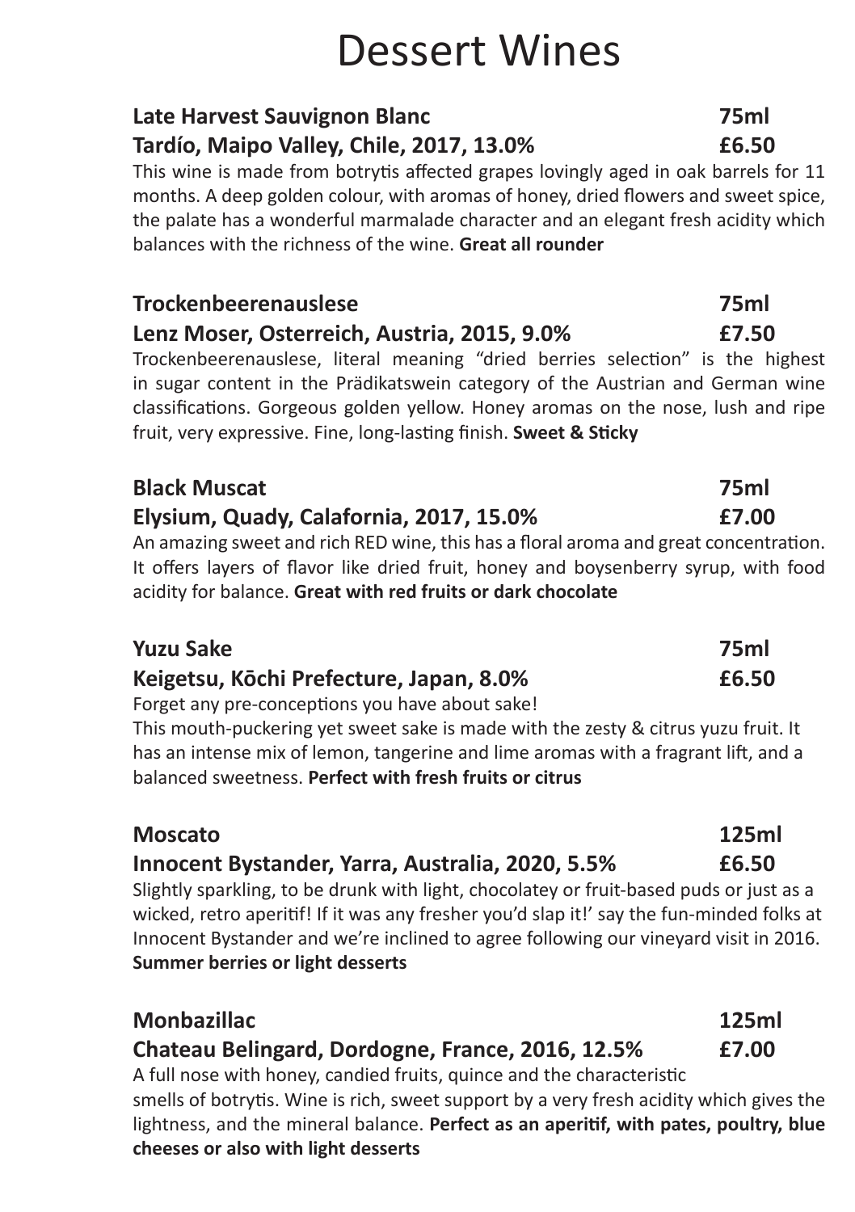# Dessert Wines

**Late Harvest Sauvignon Blanc** **75ml**
**Tardío, Maipo Valley, Chile, 2017, 13.0%** **£6.50**

This wine is made from botrytis affected grapes lovingly aged in oak barrels for 11 months. A deep golden colour, with aromas of honey, dried flowers and sweet spice, the palate has a wonderful marmalade character and an elegant fresh acidity which balances with the richness of the wine. **Great all rounder**

**Trockenbeerenauslese** **75ml**
**Lenz Moser, Osterreich, Austria, 2015, 9.0%** **£7.50**

Trockenbeerenauslese, literal meaning "dried berries selection" is the highest in sugar content in the Prädikatswein category of the Austrian and German wine classifications. Gorgeous golden yellow. Honey aromas on the nose, lush and ripe fruit, very expressive. Fine, long-lasting finish. **Sweet & Sticky**

**Black Muscat** **75ml**
**Elysium, Quady, Calafornia, 2017, 15.0%** **£7.00**

An amazing sweet and rich RED wine, this has a floral aroma and great concentration. It offers layers of flavor like dried fruit, honey and boysenberry syrup, with food acidity for balance. **Great with red fruits or dark chocolate**

**Yuzu Sake** **75ml**
**Keigetsu, Kōchi Prefecture, Japan, 8.0%** **£6.50**

Forget any pre-conceptions you have about sake!
This mouth-puckering yet sweet sake is made with the zesty & citrus yuzu fruit. It has an intense mix of lemon, tangerine and lime aromas with a fragrant lift, and a balanced sweetness. **Perfect with fresh fruits or citrus**

**Moscato** **125ml**
**Innocent Bystander, Yarra, Australia, 2020, 5.5%** **£6.50**

Slightly sparkling, to be drunk with light, chocolatey or fruit-based puds or just as a wicked, retro aperitif! If it was any fresher you'd slap it!' say the fun-minded folks at Innocent Bystander and we're inclined to agree following our vineyard visit in 2016. **Summer berries or light desserts**

**Monbazillac** **125ml**
**Chateau Belingard, Dordogne, France, 2016, 12.5%** **£7.00**

A full nose with honey, candied fruits, quince and the characteristic smells of botrytis. Wine is rich, sweet support by a very fresh acidity which gives the lightness, and the mineral balance. **Perfect as an aperitif, with pates, poultry, blue cheeses or also with light desserts**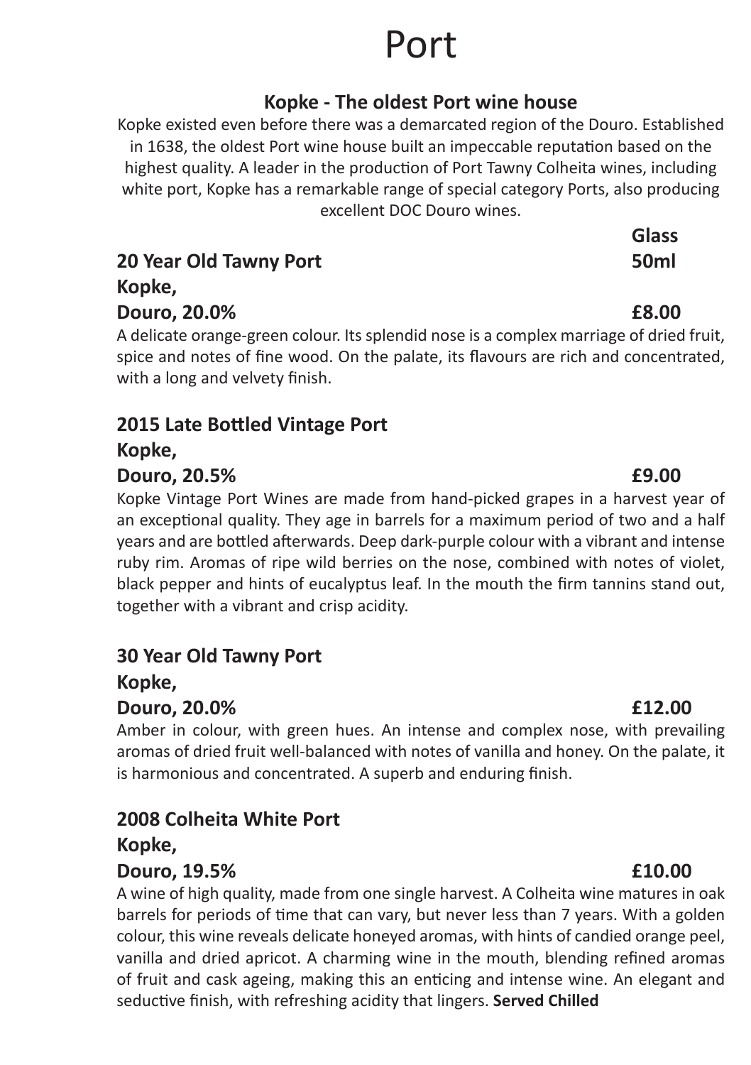# Port

## Kopke - The oldest Port wine house

Kopke existed even before there was a demarcated region of the Douro. Established in 1638, the oldest Port wine house built an impeccable reputation based on the highest quality. A leader in the production of Port Tawny Colheita wines, including white port, Kopke has a remarkable range of special category Ports, also producing excellent DOC Douro wines.

**Glass 50ml**

### 20 Year Old Tawny Port
**Kopke,**
**Douro, 20.0%** **£8.00**

A delicate orange-green colour. Its splendid nose is a complex marriage of dried fruit, spice and notes of fine wood. On the palate, its flavours are rich and concentrated, with a long and velvety finish.

### 2015 Late Bottled Vintage Port
**Kopke,**
**Douro, 20.5%** **£9.00**

Kopke Vintage Port Wines are made from hand-picked grapes in a harvest year of an exceptional quality. They age in barrels for a maximum period of two and a half years and are bottled afterwards. Deep dark-purple colour with a vibrant and intense ruby rim. Aromas of ripe wild berries on the nose, combined with notes of violet, black pepper and hints of eucalyptus leaf. In the mouth the firm tannins stand out, together with a vibrant and crisp acidity.

### 30 Year Old Tawny Port
**Kopke,**
**Douro, 20.0%** **£12.00**

Amber in colour, with green hues. An intense and complex nose, with prevailing aromas of dried fruit well-balanced with notes of vanilla and honey. On the palate, it is harmonious and concentrated. A superb and enduring finish.

### 2008 Colheita White Port
**Kopke,**
**Douro, 19.5%** **£10.00**

A wine of high quality, made from one single harvest. A Colheita wine matures in oak barrels for periods of time that can vary, but never less than 7 years. With a golden colour, this wine reveals delicate honeyed aromas, with hints of candied orange peel, vanilla and dried apricot. A charming wine in the mouth, blending refined aromas of fruit and cask ageing, making this an enticing and intense wine. An elegant and seductive finish, with refreshing acidity that lingers. **Served Chilled**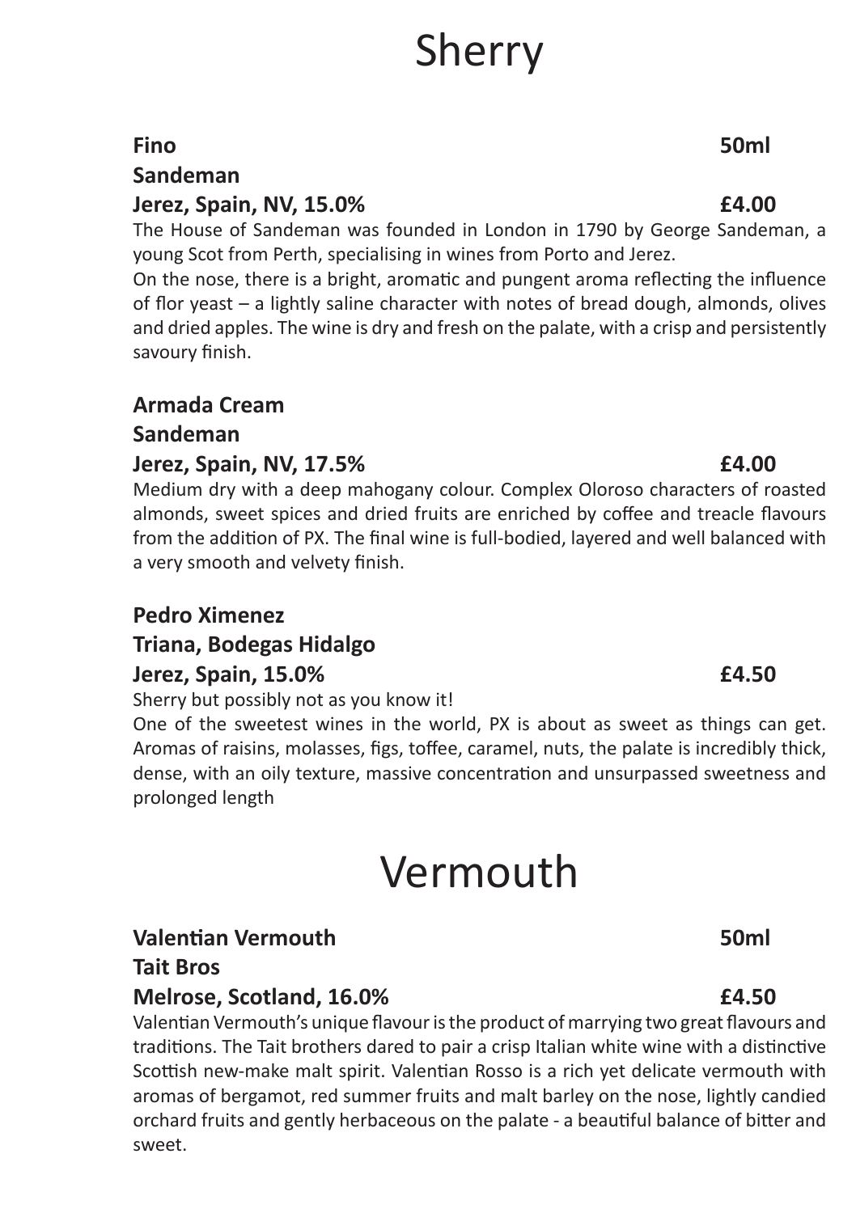# Sherry

**Fino** **50ml**

**Sandeman**

**Jerez, Spain, NV, 15.0%** **£4.00**

The House of Sandeman was founded in London in 1790 by George Sandeman, a young Scot from Perth, specialising in wines from Porto and Jerez.

On the nose, there is a bright, aromatic and pungent aroma reflecting the influence of flor yeast – a lightly saline character with notes of bread dough, almonds, olives and dried apples. The wine is dry and fresh on the palate, with a crisp and persistently savoury finish.

**Armada Cream**

**Sandeman**

**Jerez, Spain, NV, 17.5%** **£4.00**

Medium dry with a deep mahogany colour. Complex Oloroso characters of roasted almonds, sweet spices and dried fruits are enriched by coffee and treacle flavours from the addition of PX. The final wine is full-bodied, layered and well balanced with a very smooth and velvety finish.

**Pedro Ximenez**

**Triana, Bodegas Hidalgo**

**Jerez, Spain, 15.0%** **£4.50**

Sherry but possibly not as you know it!

One of the sweetest wines in the world, PX is about as sweet as things can get. Aromas of raisins, molasses, figs, toffee, caramel, nuts, the palate is incredibly thick, dense, with an oily texture, massive concentration and unsurpassed sweetness and prolonged length

# Vermouth

**Valentian Vermouth** **50ml**

**Tait Bros**

**Melrose, Scotland, 16.0%** **£4.50**

Valentian Vermouth's unique flavour is the product of marrying two great flavours and traditions. The Tait brothers dared to pair a crisp Italian white wine with a distinctive Scottish new-make malt spirit. Valentian Rosso is a rich yet delicate vermouth with aromas of bergamot, red summer fruits and malt barley on the nose, lightly candied orchard fruits and gently herbaceous on the palate - a beautiful balance of bitter and sweet.